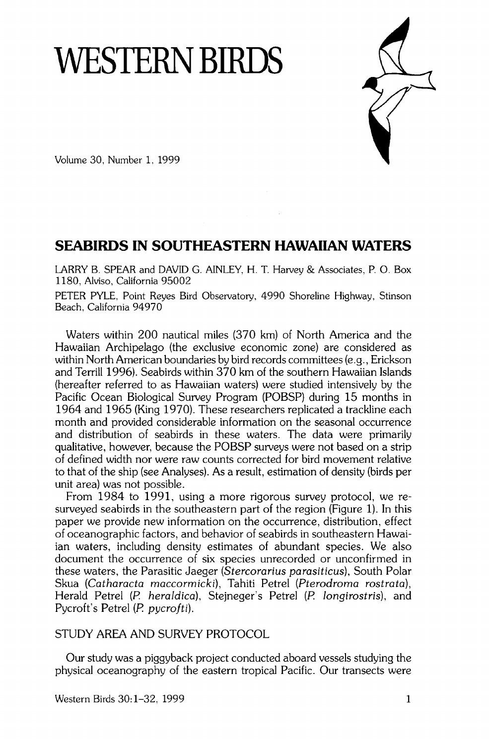# WESTERN BIRDS

Volume 30, Number 1, 1999

## SEABIRDS IN SOUTHEASTERN HAWAIIAN WATERS

LARRY B. SPEAR and DAVID G. AINLEY, H. T. Harvey & Associates, P. O. Box 1180, Alviso, California 95002

PETER PYLE, Point Reyes Bird Observatory, 4990 Shoreline Highway, Stinson Beach, California 94970

Waters within 200 nautical miles (370 km) of North America and the Hawaiian Archipelago (the exclusive economic zone) are considered as within North American boundaries by bird records committees (e.g., Erickson and Terrill 1996). Seabirds within 370 km of the southern Hawaiian Islands (hereafter referred to as Hawaiian waters) were studied intensively by the Pacific Ocean Biological Survey Program (POBSP) during 15 months in 1964 and 1965 (King 1970). These researchers replicated a trackline each month and provided considerable information on the seasonal occurrence and distribution of seabirds in these waters. The data were primarily qualitative, however, because the POBSP surveys were not based on a strip of defined width nor were raw counts corrected for bird movement relative to that of the ship (see Analyses). As a result, estimation of density (birds per unit area) was not possible.

From 1984 to 1991, using a more rigorous survey protocol, we re-surveyed seabirds in the southeastern part of the region (Figure 1). In this paper we provide new information on the occurrence, distribution, effect of oceanographic factors, and behavior of seabirds in southeastern Hawaiian waters, including density estimates of abundant species. We also document the occurrence of six species unrecorded or unconfirmed in these waters, the Parasitic Jaeger (*Stercorarius parasiticus*), South Polar Skua (*Catharacta maccormicki*), Tahiti Petrel (*Pterodroma rostrata*), Herald Petrel (*P. heraldica*), Stejneger's Petrel (*P. longirostris*), and Pycroft's Petrel (*P. pycrofti*).

### STUDY AREA AND SURVEY PROTOCOL

Our study was a piggyback project conducted aboard vessels studying the physical oceanography of the eastern tropical Pacific. Our transects were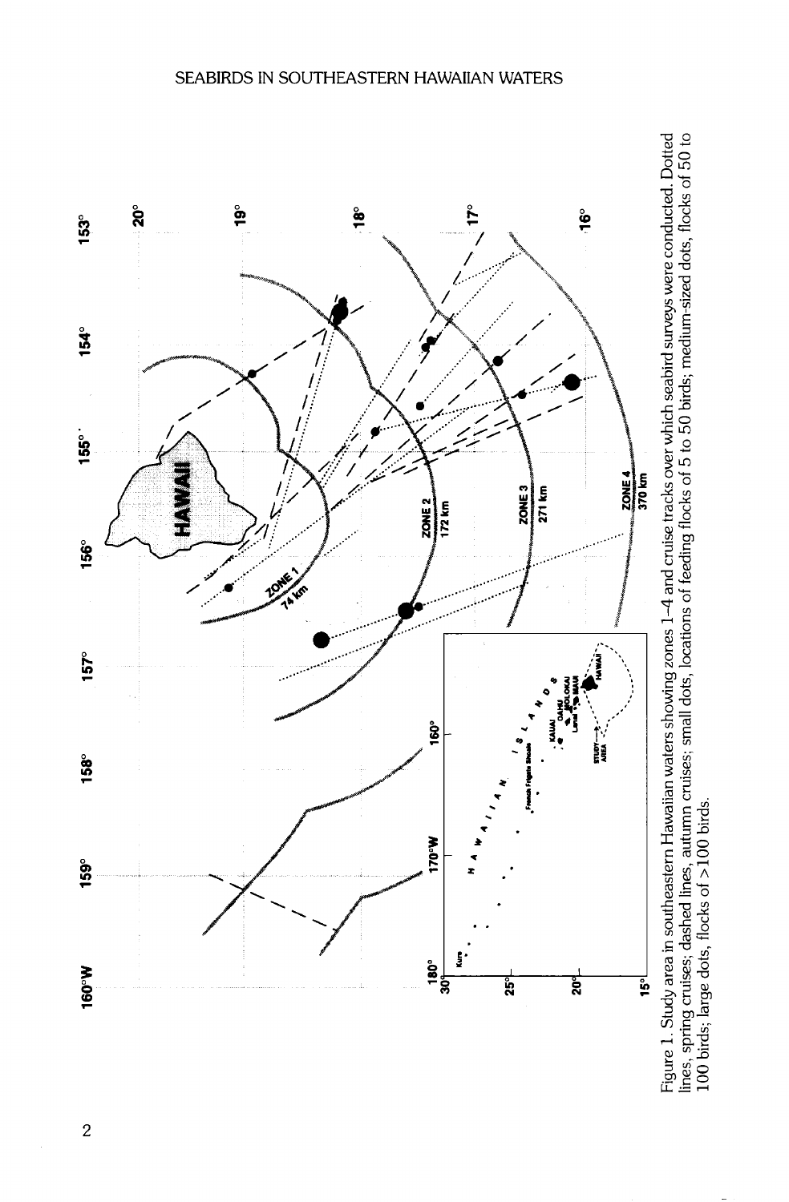Figure 1. Study area in southeastern Hawaiian waters showing zones 1–4 and cruise tracks over which seabird surveys were conducted. Dotted lines, spring cruises; dashed lines, autumn cruises; small dots, locations of feeding flocks of 5 to 50 birds; medium-sized dots, flocks of 50 to 100 birds; large dots, flocks of >100 birds.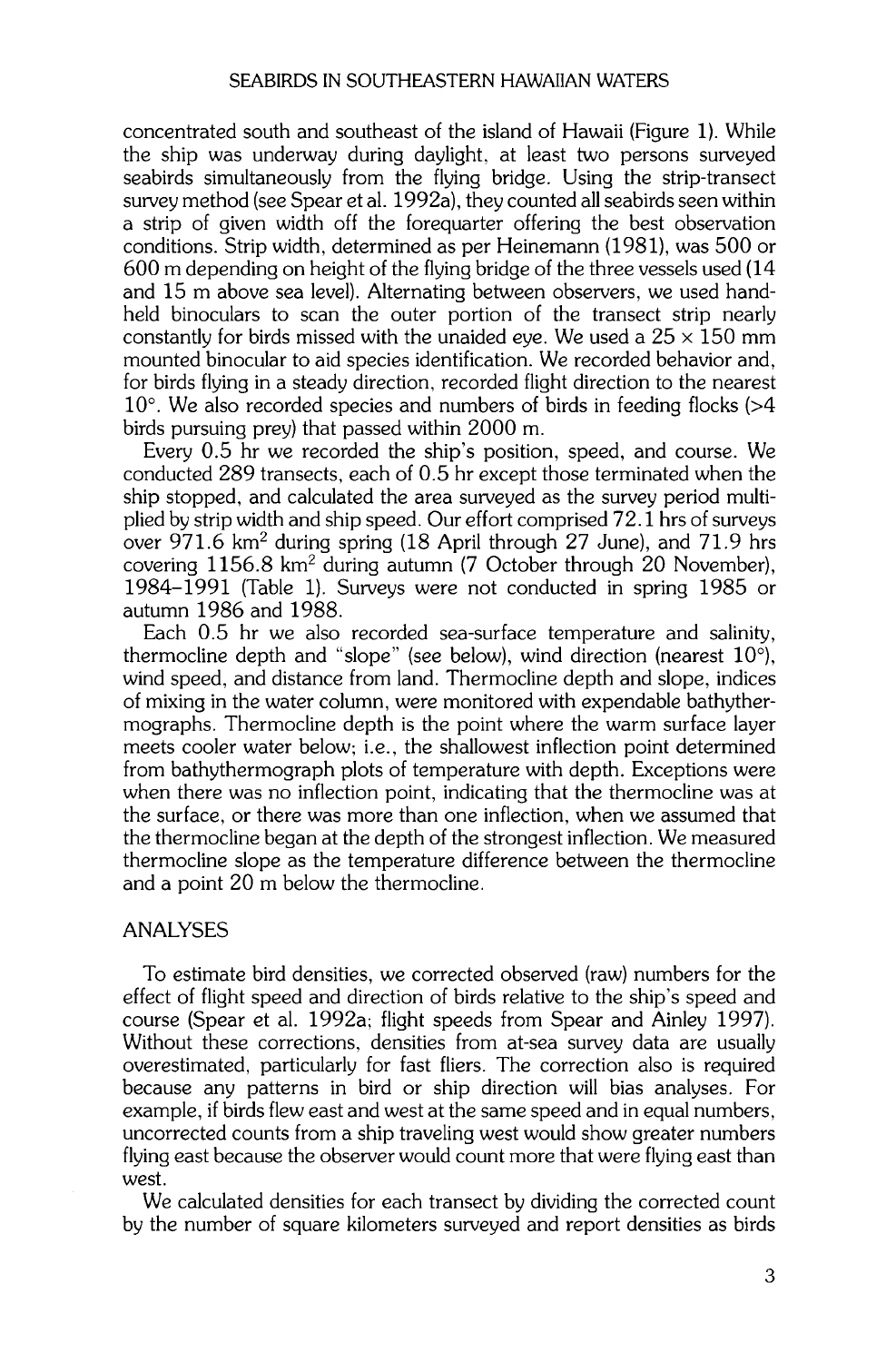concentrated south and southeast of the island of Hawaii (Figure 1). While the ship was underway during daylight, at least two persons surveyed seabirds simultaneously from the flying bridge. Using the strip-transect survey method (see Spear et al. 1992a), they counted all seabirds seen within a strip of given width off the forequarter offering the best observation conditions. Strip width, determined as per Heinemann (1981), was 500 or 600 m depending on height of the flying bridge of the three vessels used (14 and 15 m above sea level). Alternating between observers, we used hand-held binoculars to scan the outer portion of the transect strip nearly constantly for birds missed with the unaided eye. We used a $25 \times 150$ mm mounted binocular to aid species identification. We recorded behavior and, for birds flying in a steady direction, recorded flight direction to the nearest 10°. We also recorded species and numbers of birds in feeding flocks (>4 birds pursuing prey) that passed within 2000 m.

Every 0.5 hr we recorded the ship's position, speed, and course. We conducted 289 transects, each of 0.5 hr except those terminated when the ship stopped, and calculated the area surveyed as the survey period multiplied by strip width and ship speed. Our effort comprised 72.1 hrs of surveys over 971.6 km$^2$ during spring (18 April through 27 June), and 71.9 hrs covering 1156.8 km$^2$ during autumn (7 October through 20 November), 1984–1991 (Table 1). Surveys were not conducted in spring 1985 or autumn 1986 and 1988.

Each 0.5 hr we also recorded sea-surface temperature and salinity, thermocline depth and "slope" (see below), wind direction (nearest 10°), wind speed, and distance from land. Thermocline depth and slope, indices of mixing in the water column, were monitored with expendable bathythermographs. Thermocline depth is the point where the warm surface layer meets cooler water below; i.e., the shallowest inflection point determined from bathythermograph plots of temperature with depth. Exceptions were when there was no inflection point, indicating that the thermocline was at the surface, or there was more than one inflection, when we assumed that the thermocline began at the depth of the strongest inflection. We measured thermocline slope as the temperature difference between the thermocline and a point 20 m below the thermocline.

## ANALYSES

To estimate bird densities, we corrected observed (raw) numbers for the effect of flight speed and direction of birds relative to the ship's speed and course (Spear et al. 1992a; flight speeds from Spear and Ainley 1997). Without these corrections, densities from at-sea survey data are usually overestimated, particularly for fast fliers. The correction also is required because any patterns in bird or ship direction will bias analyses. For example, if birds flew east and west at the same speed and in equal numbers, uncorrected counts from a ship traveling west would show greater numbers flying east because the observer would count more that were flying east than west.

We calculated densities for each transect by dividing the corrected count by the number of square kilometers surveyed and report densities as birds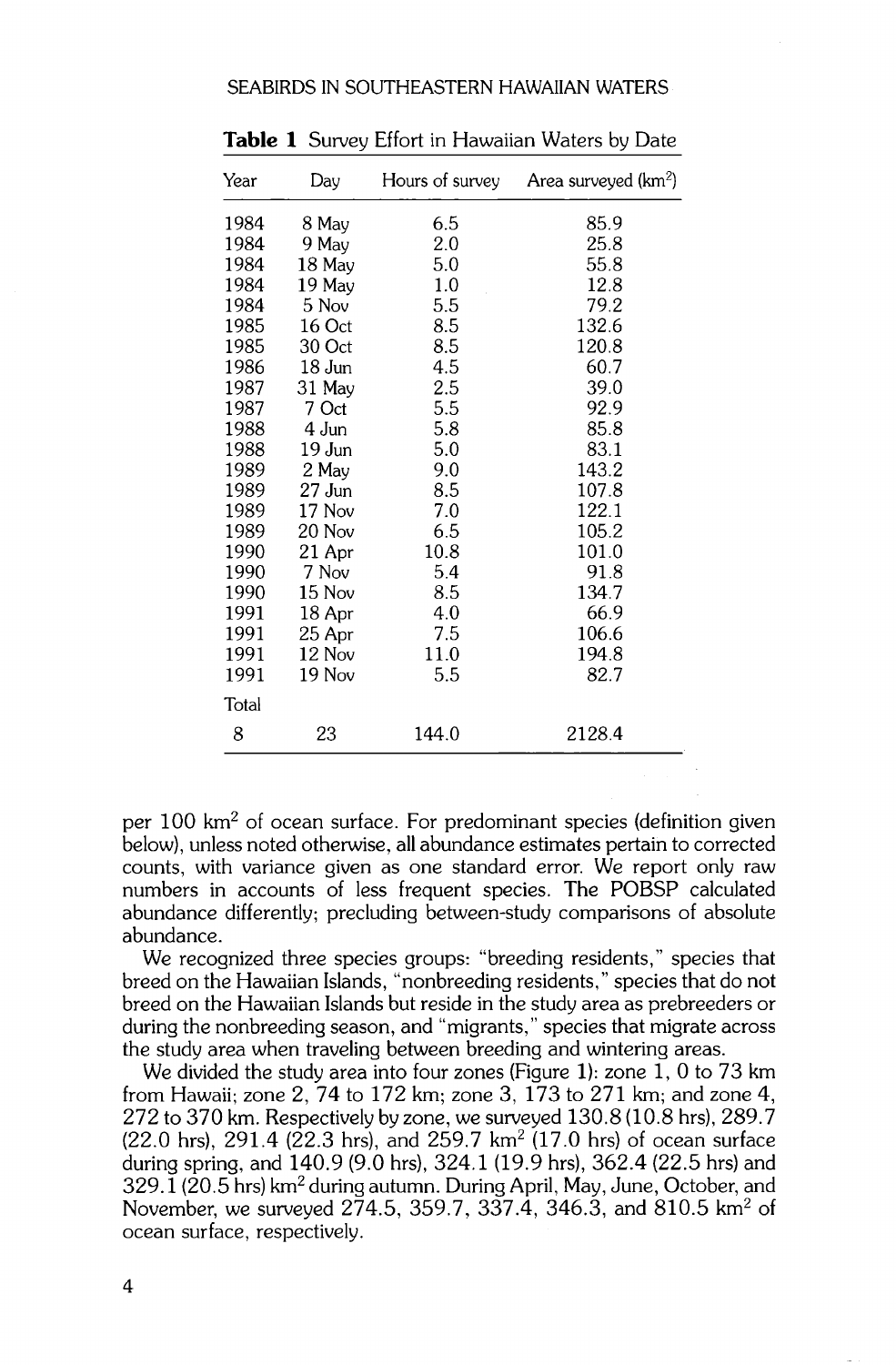**Table 1** Survey Effort in Hawaiian Waters by Date

| Year | Day | Hours of survey | Area surveyed (km$^2$) |
|---|---|---|---|
| 1984 | 8 May | 6.5 | 85.9 |
| 1984 | 9 May | 2.0 | 25.8 |
| 1984 | 18 May | 5.0 | 55.8 |
| 1984 | 19 May | 1.0 | 12.8 |
| 1984 | 5 Nov | 5.5 | 79.2 |
| 1985 | 16 Oct | 8.5 | 132.6 |
| 1985 | 30 Oct | 8.5 | 120.8 |
| 1986 | 18 Jun | 4.5 | 60.7 |
| 1987 | 31 May | 2.5 | 39.0 |
| 1987 | 7 Oct | 5.5 | 92.9 |
| 1988 | 4 Jun | 5.8 | 85.8 |
| 1988 | 19 Jun | 5.0 | 83.1 |
| 1989 | 2 May | 9.0 | 143.2 |
| 1989 | 27 Jun | 8.5 | 107.8 |
| 1989 | 17 Nov | 7.0 | 122.1 |
| 1989 | 20 Nov | 6.5 | 105.2 |
| 1990 | 21 Apr | 10.8 | 101.0 |
| 1990 | 7 Nov | 5.4 | 91.8 |
| 1990 | 15 Nov | 8.5 | 134.7 |
| 1991 | 18 Apr | 4.0 | 66.9 |
| 1991 | 25 Apr | 7.5 | 106.6 |
| 1991 | 12 Nov | 11.0 | 194.8 |
| 1991 | 19 Nov | 5.5 | 82.7 |
| Total | | | |
| 8 | 23 | 144.0 | 2128.4 |

per 100 km$^2$ of ocean surface. For predominant species (definition given below), unless noted otherwise, all abundance estimates pertain to corrected counts, with variance given as one standard error. We report only raw numbers in accounts of less frequent species. The POBSP calculated abundance differently; precluding between-study comparisons of absolute abundance.

We recognized three species groups: "breeding residents," species that breed on the Hawaiian Islands, "nonbreeding residents," species that do not breed on the Hawaiian Islands but reside in the study area as prebreeders or during the nonbreeding season, and "migrants," species that migrate across the study area when traveling between breeding and wintering areas.

We divided the study area into four zones (Figure 1): zone 1, 0 to 73 km from Hawaii; zone 2, 74 to 172 km; zone 3, 173 to 271 km; and zone 4, 272 to 370 km. Respectively by zone, we surveyed 130.8 (10.8 hrs), 289.7 (22.0 hrs), 291.4 (22.3 hrs), and 259.7 km$^2$ (17.0 hrs) of ocean surface during spring, and 140.9 (9.0 hrs), 324.1 (19.9 hrs), 362.4 (22.5 hrs) and 329.1 (20.5 hrs) km$^2$ during autumn. During April, May, June, October, and November, we surveyed 274.5, 359.7, 337.4, 346.3, and 810.5 km$^2$ of ocean surface, respectively.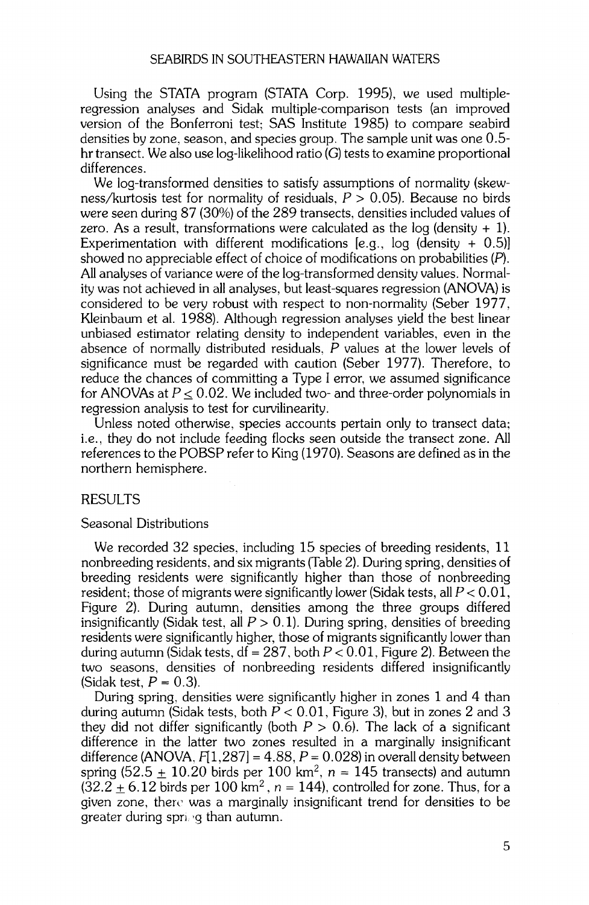Using the STATA program (STATA Corp. 1995), we used multiple-regression analyses and Sidak multiple-comparison tests (an improved version of the Bonferroni test; SAS Institute 1985) to compare seabird densities by zone, season, and species group. The sample unit was one 0.5-hr transect. We also use log-likelihood ratio (*G*) tests to examine proportional differences.

We log-transformed densities to satisfy assumptions of normality (skewness/kurtosis test for normality of residuals, $P > 0.05$). Because no birds were seen during 87 (30%) of the 289 transects, densities included values of zero. As a result, transformations were calculated as the log (density + 1). Experimentation with different modifications [e.g., log (density + 0.5)] showed no appreciable effect of choice of modifications on probabilities (*P*). All analyses of variance were of the log-transformed density values. Normality was not achieved in all analyses, but least-squares regression (ANOVA) is considered to be very robust with respect to non-normality (Seber 1977, Kleinbaum et al. 1988). Although regression analyses yield the best linear unbiased estimator relating density to independent variables, even in the absence of normally distributed residuals, *P* values at the lower levels of significance must be regarded with caution (Seber 1977). Therefore, to reduce the chances of committing a Type I error, we assumed significance for ANOVAs at $P \leq 0.02$. We included two- and three-order polynomials in regression analysis to test for curvilinearity.

Unless noted otherwise, species accounts pertain only to transect data; i.e., they do not include feeding flocks seen outside the transect zone. All references to the POBSP refer to King (1970). Seasons are defined as in the northern hemisphere.

## RESULTS

### Seasonal Distributions

We recorded 32 species, including 15 species of breeding residents, 11 nonbreeding residents, and six migrants (Table 2). During spring, densities of breeding residents were significantly higher than those of nonbreeding resident; those of migrants were significantly lower (Sidak tests, all $P < 0.01$, Figure 2). During autumn, densities among the three groups differed insignificantly (Sidak test, all $P > 0.1$). During spring, densities of breeding residents were significantly higher, those of migrants significantly lower than during autumn (Sidak tests, df = 287, both $P < 0.01$, Figure 2). Between the two seasons, densities of nonbreeding residents differed insignificantly (Sidak test, $P = 0.3$).

During spring, densities were significantly higher in zones 1 and 4 than during autumn (Sidak tests, both $P < 0.01$, Figure 3), but in zones 2 and 3 they did not differ significantly (both $P > 0.6$). The lack of a significant difference in the latter two zones resulted in a marginally insignificant difference (ANOVA, $F[1,287] = 4.88$, $P = 0.028$) in overall density between spring ($52.5 \pm 10.20$ birds per 100 km$^2$, $n = 145$ transects) and autumn ($32.2 \pm 6.12$ birds per 100 km$^2$, $n = 144$), controlled for zone. Thus, for a given zone, there was a marginally insignificant trend for densities to be greater during spring than autumn.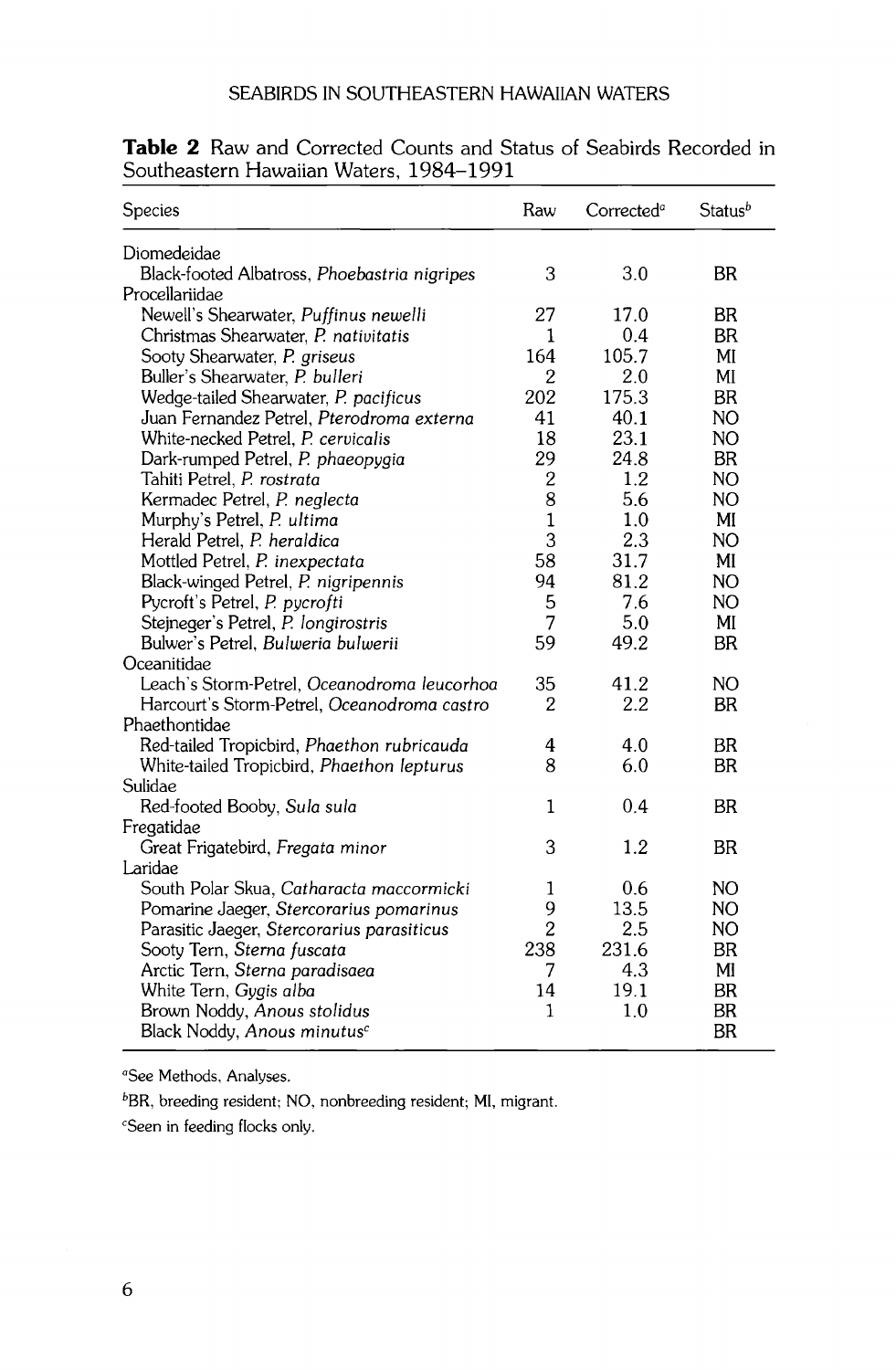**Table 2** Raw and Corrected Counts and Status of Seabirds Recorded in Southeastern Hawaiian Waters, 1984–1991

| Species | Raw | Corrected[a] | Status[b] |
|---|---|---|---|
| Diomedeidae | | | |
| Black-footed Albatross, *Phoebastria nigripes* | 3 | 3.0 | BR |
| Procellariidae | | | |
| Newell's Shearwater, *Puffinus newelli* | 27 | 17.0 | BR |
| Christmas Shearwater, *P. nativitatis* | 1 | 0.4 | BR |
| Sooty Shearwater, *P. griseus* | 164 | 105.7 | MI |
| Buller's Shearwater, *P. bulleri* | 2 | 2.0 | MI |
| Wedge-tailed Shearwater, *P. pacificus* | 202 | 175.3 | BR |
| Juan Fernandez Petrel, *Pterodroma externa* | 41 | 40.1 | NO |
| White-necked Petrel, *P. cervicalis* | 18 | 23.1 | NO |
| Dark-rumped Petrel, *P. phaeopygia* | 29 | 24.8 | BR |
| Tahiti Petrel, *P. rostrata* | 2 | 1.2 | NO |
| Kermadec Petrel, *P. neglecta* | 8 | 5.6 | NO |
| Murphy's Petrel, *P. ultima* | 1 | 1.0 | MI |
| Herald Petrel, *P. heraldica* | 3 | 2.3 | NO |
| Mottled Petrel, *P. inexpectata* | 58 | 31.7 | MI |
| Black-winged Petrel, *P. nigripennis* | 94 | 81.2 | NO |
| Pycroft's Petrel, *P. pycrofti* | 5 | 7.6 | NO |
| Stejneger's Petrel, *P. longirostris* | 7 | 5.0 | MI |
| Bulwer's Petrel, *Bulweria bulwerii* | 59 | 49.2 | BR |
| Oceanitidae | | | |
| Leach's Storm-Petrel, *Oceanodroma leucorhoa* | 35 | 41.2 | NO |
| Harcourt's Storm-Petrel, *Oceanodroma castro* | 2 | 2.2 | BR |
| Phaethontidae | | | |
| Red-tailed Tropicbird, *Phaethon rubricauda* | 4 | 4.0 | BR |
| White-tailed Tropicbird, *Phaethon lepturus* | 8 | 6.0 | BR |
| Sulidae | | | |
| Red-footed Booby, *Sula sula* | 1 | 0.4 | BR |
| Fregatidae | | | |
| Great Frigatebird, *Fregata minor* | 3 | 1.2 | BR |
| Laridae | | | |
| South Polar Skua, *Catharacta maccormicki* | 1 | 0.6 | NO |
| Pomarine Jaeger, *Stercorarius pomarinus* | 9 | 13.5 | NO |
| Parasitic Jaeger, *Stercorarius parasiticus* | 2 | 2.5 | NO |
| Sooty Tern, *Sterna fuscata* | 238 | 231.6 | BR |
| Arctic Tern, *Sterna paradisaea* | 7 | 4.3 | MI |
| White Tern, *Gygis alba* | 14 | 19.1 | BR |
| Brown Noddy, *Anous stolidus* | 1 | 1.0 | BR |
| Black Noddy, *Anous minutus*[c] | | | BR |

[a]See Methods, Analyses.

[b]BR, breeding resident; NO, nonbreeding resident; MI, migrant.

[c]Seen in feeding flocks only.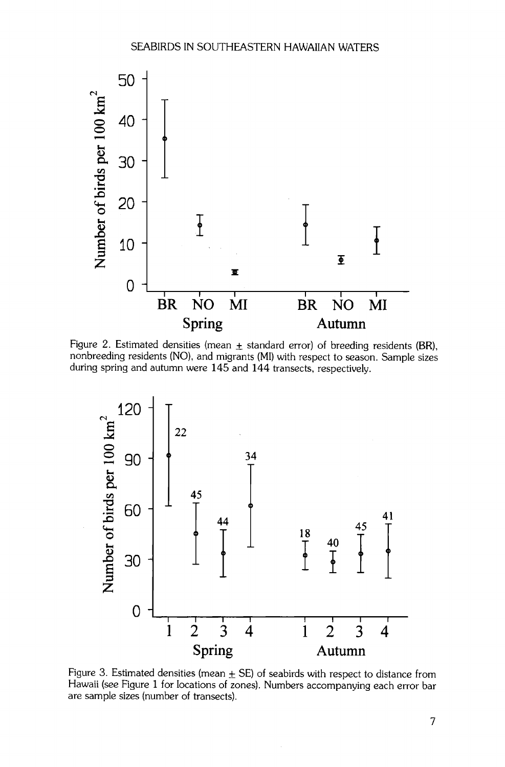Figure 2. Estimated densities (mean ± standard error) of breeding residents (BR), nonbreeding residents (NO), and migrants (MI) with respect to season. Sample sizes during spring and autumn were 145 and 144 transects, respectively.

Figure 3. Estimated densities (mean ± SE) of seabirds with respect to distance from Hawaii (see Figure 1 for locations of zones). Numbers accompanying each error bar are sample sizes (number of transects).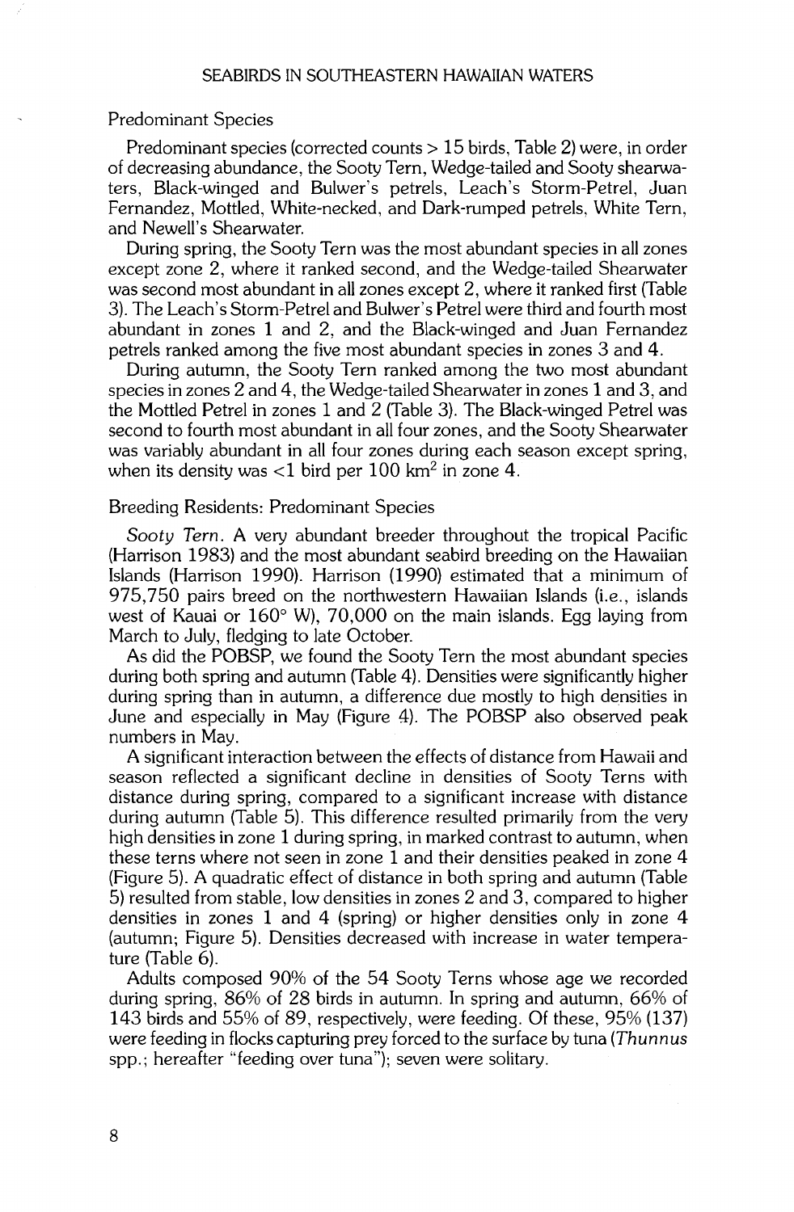### Predominant Species

Predominant species (corrected counts > 15 birds, Table 2) were, in order of decreasing abundance, the Sooty Tern, Wedge-tailed and Sooty shearwaters, Black-winged and Bulwer's petrels, Leach's Storm-Petrel, Juan Fernandez, Mottled, White-necked, and Dark-rumped petrels, White Tern, and Newell's Shearwater.

During spring, the Sooty Tern was the most abundant species in all zones except zone 2, where it ranked second, and the Wedge-tailed Shearwater was second most abundant in all zones except 2, where it ranked first (Table 3). The Leach's Storm-Petrel and Bulwer's Petrel were third and fourth most abundant in zones 1 and 2, and the Black-winged and Juan Fernandez petrels ranked among the five most abundant species in zones 3 and 4.

During autumn, the Sooty Tern ranked among the two most abundant species in zones 2 and 4, the Wedge-tailed Shearwater in zones 1 and 3, and the Mottled Petrel in zones 1 and 2 (Table 3). The Black-winged Petrel was second to fourth most abundant in all four zones, and the Sooty Shearwater was variably abundant in all four zones during each season except spring, when its density was <1 bird per 100 km$^2$ in zone 4.

### Breeding Residents: Predominant Species

*Sooty Tern*. A very abundant breeder throughout the tropical Pacific (Harrison 1983) and the most abundant seabird breeding on the Hawaiian Islands (Harrison 1990). Harrison (1990) estimated that a minimum of 975,750 pairs breed on the northwestern Hawaiian Islands (i.e., islands west of Kauai or 160° W), 70,000 on the main islands. Egg laying from March to July, fledging to late October.

As did the POBSP, we found the Sooty Tern the most abundant species during both spring and autumn (Table 4). Densities were significantly higher during spring than in autumn, a difference due mostly to high densities in June and especially in May (Figure 4). The POBSP also observed peak numbers in May.

A significant interaction between the effects of distance from Hawaii and season reflected a significant decline in densities of Sooty Terns with distance during spring, compared to a significant increase with distance during autumn (Table 5). This difference resulted primarily from the very high densities in zone 1 during spring, in marked contrast to autumn, when these terns where not seen in zone 1 and their densities peaked in zone 4 (Figure 5). A quadratic effect of distance in both spring and autumn (Table 5) resulted from stable, low densities in zones 2 and 3, compared to higher densities in zones 1 and 4 (spring) or higher densities only in zone 4 (autumn; Figure 5). Densities decreased with increase in water temperature (Table 6).

Adults composed 90% of the 54 Sooty Terns whose age we recorded during spring, 86% of 28 birds in autumn. In spring and autumn, 66% of 143 birds and 55% of 89, respectively, were feeding. Of these, 95% (137) were feeding in flocks capturing prey forced to the surface by tuna (*Thunnus* spp.; hereafter "feeding over tuna"); seven were solitary.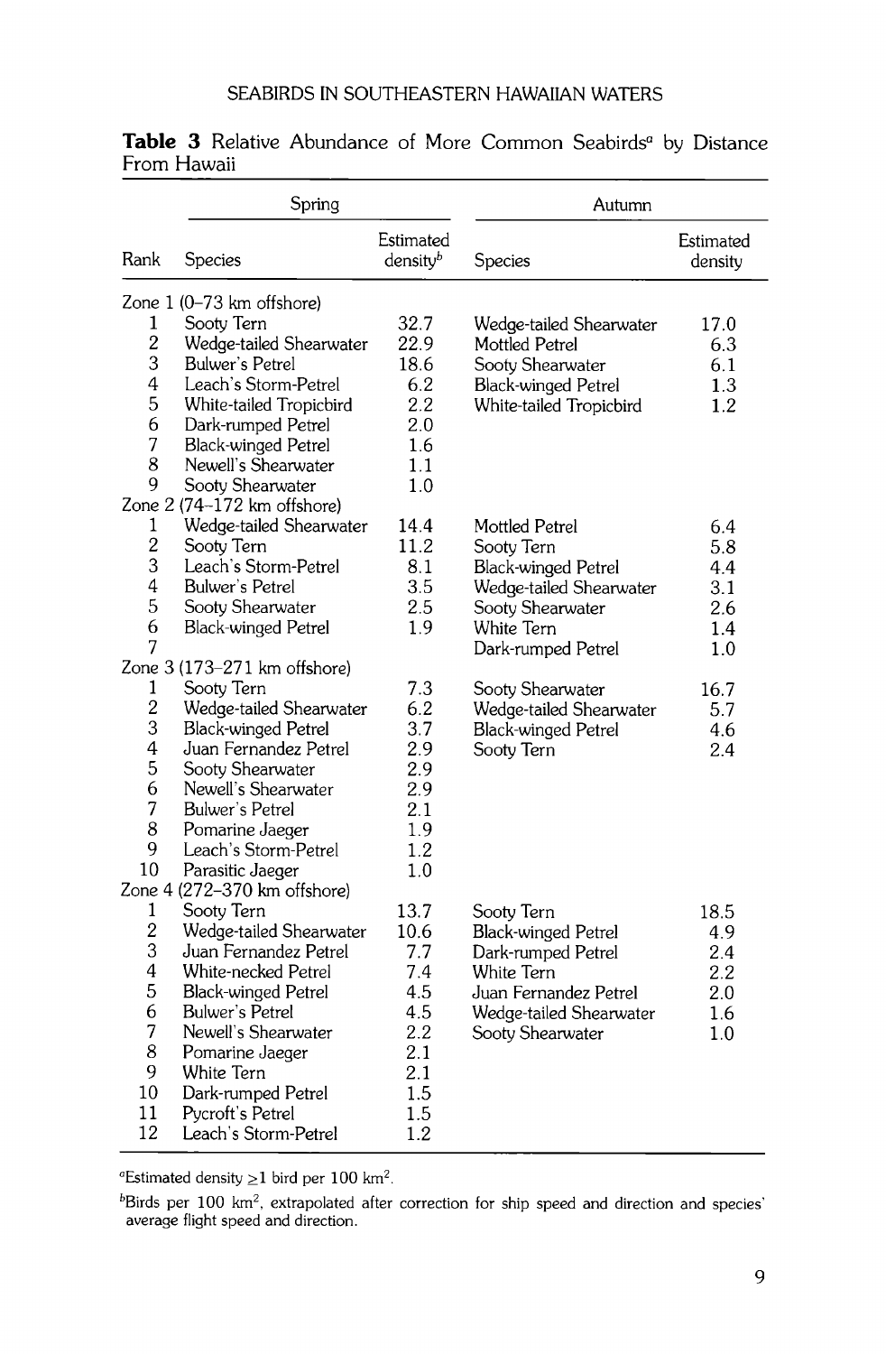**Table 3** Relative Abundance of More Common Seabirds[a] by Distance From Hawaii

| | Spring | | Autumn | |
|---|---|---|---|---|
| Rank | Species | Estimated density[b] | Species | Estimated density |
| Zone 1 (0–73 km offshore) | | | | |
| 1 | Sooty Tern | 32.7 | Wedge-tailed Shearwater | 17.0 |
| 2 | Wedge-tailed Shearwater | 22.9 | Mottled Petrel | 6.3 |
| 3 | Bulwer's Petrel | 18.6 | Sooty Shearwater | 6.1 |
| 4 | Leach's Storm-Petrel | 6.2 | Black-winged Petrel | 1.3 |
| 5 | White-tailed Tropicbird | 2.2 | White-tailed Tropicbird | 1.2 |
| 6 | Dark-rumped Petrel | 2.0 | | |
| 7 | Black-winged Petrel | 1.6 | | |
| 8 | Newell's Shearwater | 1.1 | | |
| 9 | Sooty Shearwater | 1.0 | | |
| Zone 2 (74–172 km offshore) | | | | |
| 1 | Wedge-tailed Shearwater | 14.4 | Mottled Petrel | 6.4 |
| 2 | Sooty Tern | 11.2 | Sooty Tern | 5.8 |
| 3 | Leach's Storm-Petrel | 8.1 | Black-winged Petrel | 4.4 |
| 4 | Bulwer's Petrel | 3.5 | Wedge-tailed Shearwater | 3.1 |
| 5 | Sooty Shearwater | 2.5 | Sooty Shearwater | 2.6 |
| 6 | Black-winged Petrel | 1.9 | White Tern | 1.4 |
| 7 | | | Dark-rumped Petrel | 1.0 |
| Zone 3 (173–271 km offshore) | | | | |
| 1 | Sooty Tern | 7.3 | Sooty Shearwater | 16.7 |
| 2 | Wedge-tailed Shearwater | 6.2 | Wedge-tailed Shearwater | 5.7 |
| 3 | Black-winged Petrel | 3.7 | Black-winged Petrel | 4.6 |
| 4 | Juan Fernandez Petrel | 2.9 | Sooty Tern | 2.4 |
| 5 | Sooty Shearwater | 2.9 | | |
| 6 | Newell's Shearwater | 2.9 | | |
| 7 | Bulwer's Petrel | 2.1 | | |
| 8 | Pomarine Jaeger | 1.9 | | |
| 9 | Leach's Storm-Petrel | 1.2 | | |
| 10 | Parasitic Jaeger | 1.0 | | |
| Zone 4 (272–370 km offshore) | | | | |
| 1 | Sooty Tern | 13.7 | Sooty Tern | 18.5 |
| 2 | Wedge-tailed Shearwater | 10.6 | Black-winged Petrel | 4.9 |
| 3 | Juan Fernandez Petrel | 7.7 | Dark-rumped Petrel | 2.4 |
| 4 | White-necked Petrel | 7.4 | White Tern | 2.2 |
| 5 | Black-winged Petrel | 4.5 | Juan Fernandez Petrel | 2.0 |
| 6 | Bulwer's Petrel | 4.5 | Wedge-tailed Shearwater | 1.6 |
| 7 | Newell's Shearwater | 2.2 | Sooty Shearwater | 1.0 |
| 8 | Pomarine Jaeger | 2.1 | | |
| 9 | White Tern | 2.1 | | |
| 10 | Dark-rumped Petrel | 1.5 | | |
| 11 | Pycroft's Petrel | 1.5 | | |
| 12 | Leach's Storm-Petrel | 1.2 | | |

[a]Estimated density $\geq 1$ bird per 100 km$^2$.

[b]Birds per 100 km$^2$, extrapolated after correction for ship speed and direction and species' average flight speed and direction.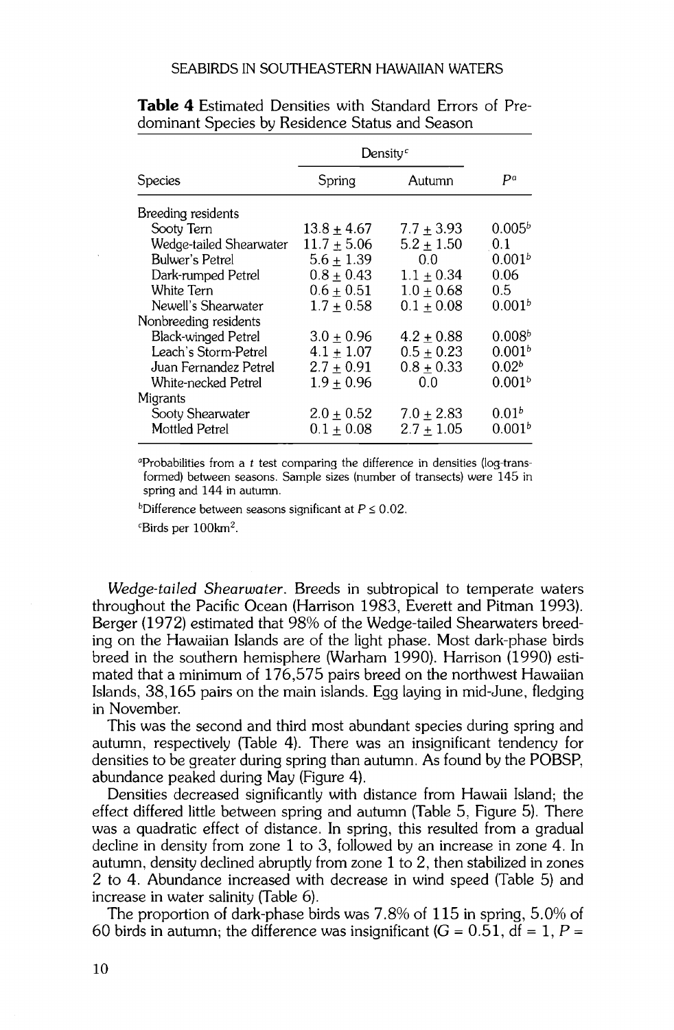**Table 4** Estimated Densities with Standard Errors of Predominant Species by Residence Status and Season

| Species | Density[c] Spring | Autumn | $P$[a] |
|---|---|---|---|
| Breeding residents | | | |
| Sooty Tern | 13.8 ± 4.67 | 7.7 ± 3.93 | 0.005[b] |
| Wedge-tailed Shearwater | 11.7 ± 5.06 | 5.2 ± 1.50 | 0.1 |
| Bulwer's Petrel | 5.6 ± 1.39 | 0.0 | 0.001[b] |
| Dark-rumped Petrel | 0.8 ± 0.43 | 1.1 ± 0.34 | 0.06 |
| White Tern | 0.6 ± 0.51 | 1.0 ± 0.68 | 0.5 |
| Newell's Shearwater | 1.7 ± 0.58 | 0.1 ± 0.08 | 0.001[b] |
| Nonbreeding residents | | | |
| Black-winged Petrel | 3.0 ± 0.96 | 4.2 ± 0.88 | 0.008[b] |
| Leach's Storm-Petrel | 4.1 ± 1.07 | 0.5 ± 0.23 | 0.001[b] |
| Juan Fernandez Petrel | 2.7 ± 0.91 | 0.8 ± 0.33 | 0.02[b] |
| White-necked Petrel | 1.9 ± 0.96 | 0.0 | 0.001[b] |
| Migrants | | | |
| Sooty Shearwater | 2.0 ± 0.52 | 7.0 ± 2.83 | 0.01[b] |
| Mottled Petrel | 0.1 ± 0.08 | 2.7 ± 1.05 | 0.001[b] |

[a]Probabilities from a $t$ test comparing the difference in densities (log-transformed) between seasons. Sample sizes (number of transects) were 145 in spring and 144 in autumn.

[b]Difference between seasons significant at $P \leq 0.02$.

[c]Birds per 100km$^2$.

*Wedge-tailed Shearwater*. Breeds in subtropical to temperate waters throughout the Pacific Ocean (Harrison 1983, Everett and Pitman 1993). Berger (1972) estimated that 98% of the Wedge-tailed Shearwaters breeding on the Hawaiian Islands are of the light phase. Most dark-phase birds breed in the southern hemisphere (Warham 1990). Harrison (1990) estimated that a minimum of 176,575 pairs breed on the northwest Hawaiian Islands, 38,165 pairs on the main islands. Egg laying in mid-June, fledging in November.

This was the second and third most abundant species during spring and autumn, respectively (Table 4). There was an insignificant tendency for densities to be greater during spring than autumn. As found by the POBSP, abundance peaked during May (Figure 4).

Densities decreased significantly with distance from Hawaii Island; the effect differed little between spring and autumn (Table 5, Figure 5). There was a quadratic effect of distance. In spring, this resulted from a gradual decline in density from zone 1 to 3, followed by an increase in zone 4. In autumn, density declined abruptly from zone 1 to 2, then stabilized in zones 2 to 4. Abundance increased with decrease in wind speed (Table 5) and increase in water salinity (Table 6).

The proportion of dark-phase birds was 7.8% of 115 in spring, 5.0% of 60 birds in autumn; the difference was insignificant ($G = 0.51$, df = 1, $P =$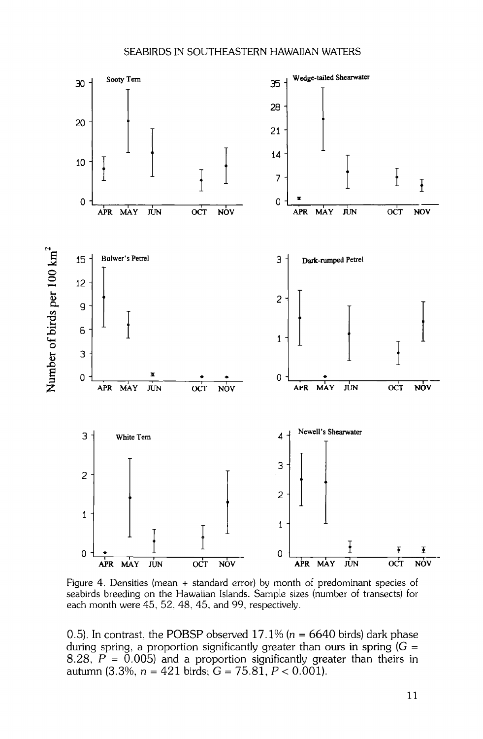Figure 4. Densities (mean ± standard error) by month of predominant species of seabirds breeding on the Hawaiian Islands. Sample sizes (number of transects) for each month were 45, 52, 48, 45, and 99, respectively.

0.5). In contrast, the POBSP observed 17.1% ($n$ = 6640 birds) dark phase during spring, a proportion significantly greater than ours in spring ($G$ = 8.28, $P$ = 0.005) and a proportion significantly greater than theirs in autumn (3.3%, $n$ = 421 birds; $G$ = 75.81, $P < 0.001$).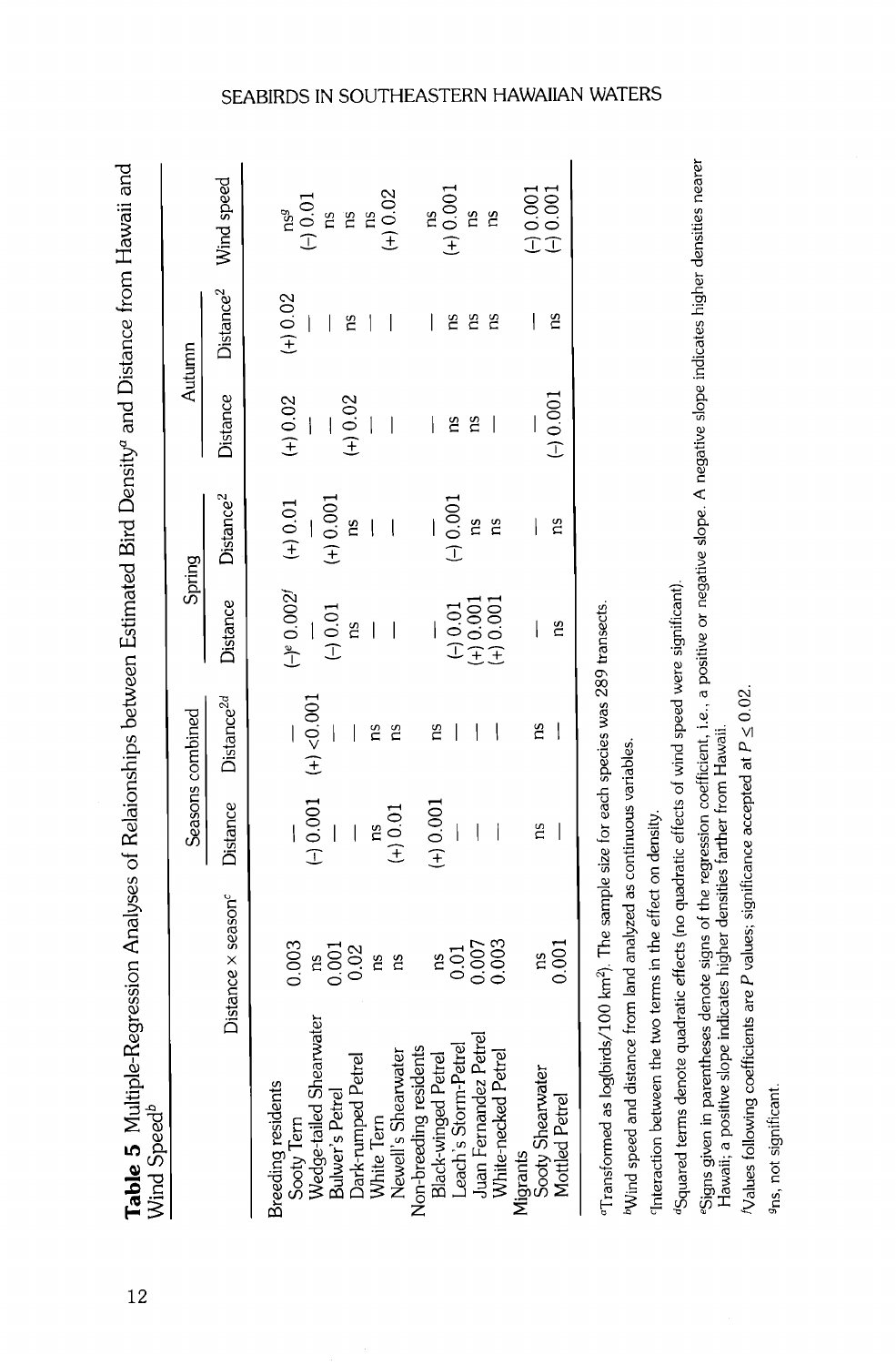**Table 5** Multiple-Regression Analyses of Relationships between Estimated Bird Density[a] and Distance from Hawaii and Wind Speed[b]

| | Distance × season[c] | Seasons combined | | Spring | | Autumn | | Wind speed |
|---|---|---|---|---|---|---|---|---|
| | | Distance | Distance[2d] | Distance | Distance[2] | Distance | Distance[2] | |
| Breeding residents | | | | | | | | |
| Sooty Tern | 0.003 | — | — | (−)[e] 0.002[f] | (+) 0.01 | (+) 0.02 | (+) 0.02 | ns[g] |
| Wedge-tailed Shearwater | ns | (−) 0.001 | (+) <0.001 | — | — | — | — | (−) 0.01 |
| Bulwer's Petrel | 0.001 | — | — | (−) 0.01 | (+) 0.001 | — | — | ns |
| Dark-rumped Petrel | 0.02 | — | — | ns | ns | (+) 0.02 | ns | ns |
| White Tern | ns | ns | ns | — | — | — | — | ns |
| Newell's Shearwater | ns | (+) 0.01 | ns | — | — | — | — | (+) 0.02 |
| Non-breeding residents | | | | | | | | |
| Black-winged Petrel | ns | (+) 0.001 | ns | — | — | — | — | ns |
| Leach's Storm-Petrel | 0.01 | — | — | (−) 0.01 | (−) 0.001 | ns | ns | (+) 0.001 |
| Juan Fernandez Petrel | 0.007 | — | — | (+) 0.001 | ns | ns | ns | ns |
| White-necked Petrel | 0.003 | — | — | (+) 0.001 | ns | — | ns | ns |
| Migrants | | | | | | | | |
| Sooty Shearwater | ns | ns | ns | — | — | — | — | (−) 0.001 |
| Mottled Petrel | 0.001 | — | — | ns | ns | (−) 0.001 | ns | (−) 0.001 |

[a]Transformed as log(birds/100 km²). The sample size for each species was 289 transects.

[b]Wind speed and distance from land analyzed as continuous variables.

[c]Interaction between the two terms in the effect on density.

[d]Squared terms denote quadratic effects (no quadratic effects of wind speed were significant).

[e]Signs given in parentheses denote signs of the regression coefficient, i.e., a positive or negative slope. A negative slope indicates higher densities nearer Hawaii; a positive slope indicates higher densities farther from Hawaii.

[f]Values following coefficients are $P$ values; significance accepted at $P \leq 0.02$.

[g]ns, not significant.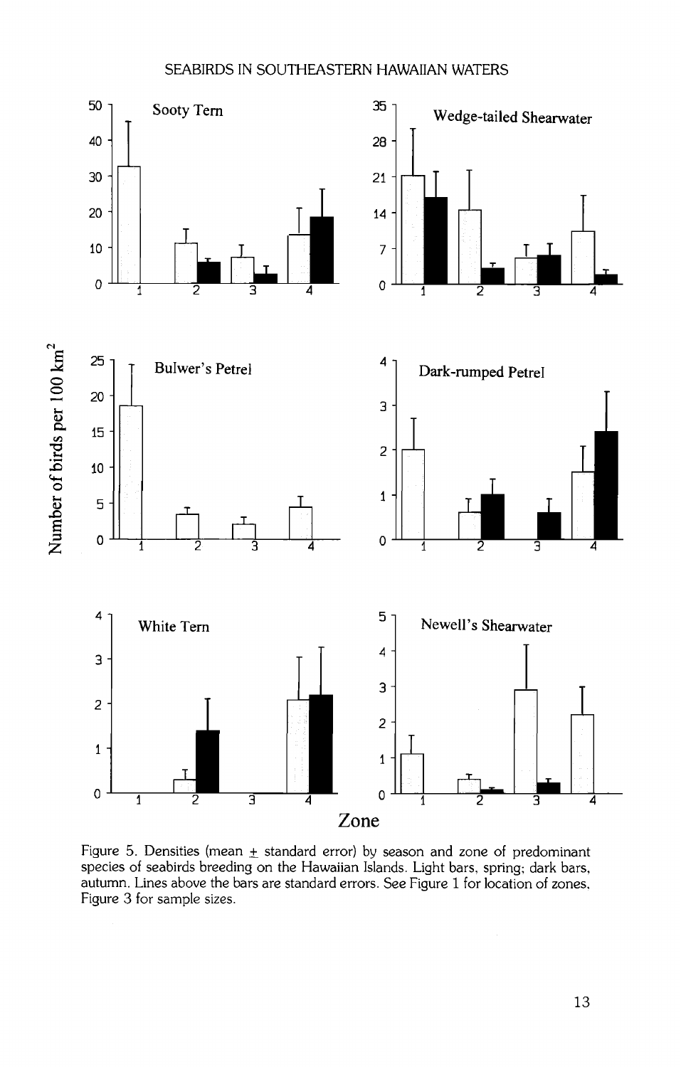Figure 5. Densities (mean ± standard error) by season and zone of predominant species of seabirds breeding on the Hawaiian Islands. Light bars, spring; dark bars, autumn. Lines above the bars are standard errors. See Figure 1 for location of zones, Figure 3 for sample sizes.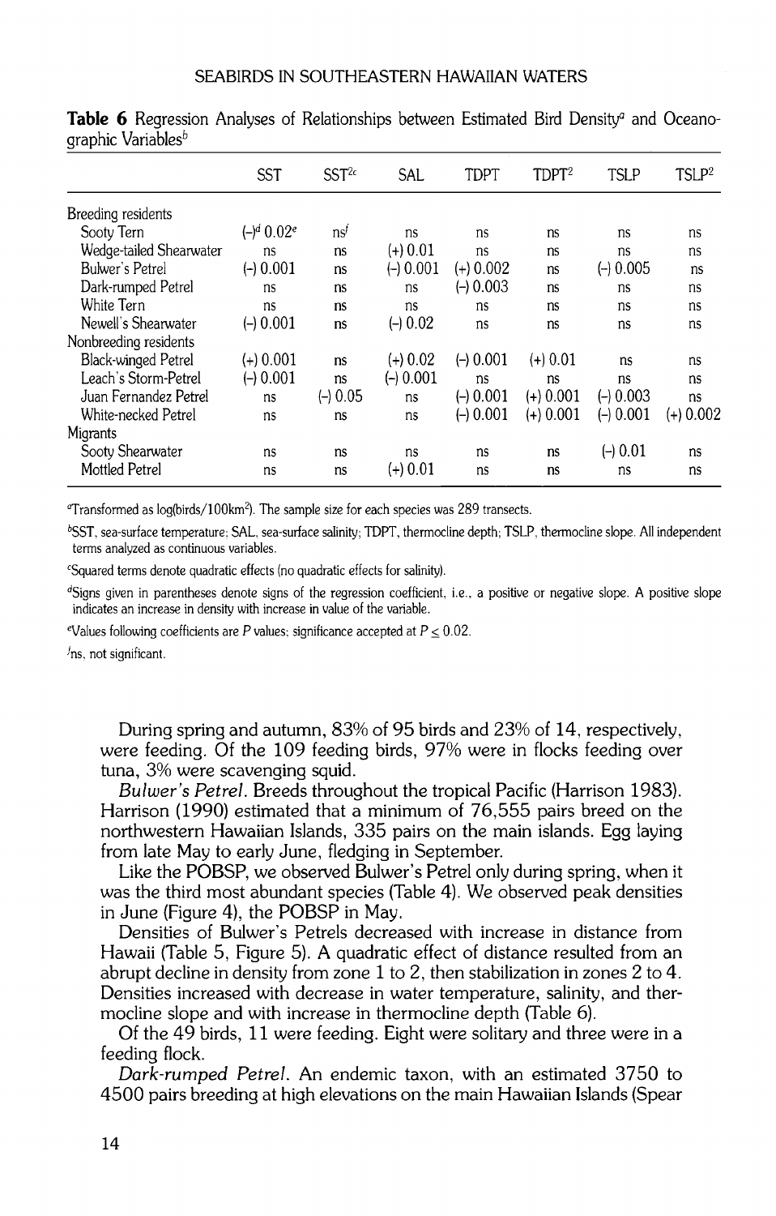**Table 6** Regression Analyses of Relationships between Estimated Bird Density[a] and Oceanographic Variables[b]

| | SST | SST[2c] | SAL | TDPT | TDPT[2] | TSLP | TSLP[2] |
|---|---|---|---|---|---|---|---|
| Breeding residents | | | | | | | |
| Sooty Tern | (-)[d] 0.02[e] | ns[f] | ns | ns | ns | ns | ns |
| Wedge-tailed Shearwater | ns | ns | (+) 0.01 | ns | ns | ns | ns |
| Bulwer's Petrel | (-) 0.001 | ns | (-) 0.001 | (+) 0.002 | ns | (-) 0.005 | ns |
| Dark-rumped Petrel | ns | ns | ns | (-) 0.003 | ns | ns | ns |
| White Tern | ns | ns | ns | ns | ns | ns | ns |
| Newell's Shearwater | (-) 0.001 | ns | (-) 0.02 | ns | ns | ns | ns |
| Nonbreeding residents | | | | | | | |
| Black-winged Petrel | (+) 0.001 | ns | (+) 0.02 | (-) 0.001 | (+) 0.01 | ns | ns |
| Leach's Storm-Petrel | (-) 0.001 | ns | (-) 0.001 | ns | ns | ns | ns |
| Juan Fernandez Petrel | ns | (-) 0.05 | ns | (-) 0.001 | (+) 0.001 | (-) 0.003 | ns |
| White-necked Petrel | ns | ns | ns | (-) 0.001 | (+) 0.001 | (-) 0.001 | (+) 0.002 |
| Migrants | | | | | | | |
| Sooty Shearwater | ns | ns | ns | ns | ns | (-) 0.01 | ns |
| Mottled Petrel | ns | ns | (+) 0.01 | ns | ns | ns | ns |

[a]Transformed as log(birds/100km$^2$). The sample size for each species was 289 transects.

[b]SST, sea-surface temperature; SAL, sea-surface salinity; TDPT, thermocline depth; TSLP, thermocline slope. All independent terms analyzed as continuous variables.

[c]Squared terms denote quadratic effects (no quadratic effects for salinity).

[d]Signs given in parentheses denote signs of the regression coefficient, i.e., a positive or negative slope. A positive slope indicates an increase in density with increase in value of the variable.

[e]Values following coefficients are $P$ values; significance accepted at $P \leq 0.02$.

[f]ns, not significant.

During spring and autumn, 83% of 95 birds and 23% of 14, respectively, were feeding. Of the 109 feeding birds, 97% were in flocks feeding over tuna, 3% were scavenging squid.

*Bulwer's Petrel.* Breeds throughout the tropical Pacific (Harrison 1983). Harrison (1990) estimated that a minimum of 76,555 pairs breed on the northwestern Hawaiian Islands, 335 pairs on the main islands. Egg laying from late May to early June, fledging in September.

Like the POBSP, we observed Bulwer's Petrel only during spring, when it was the third most abundant species (Table 4). We observed peak densities in June (Figure 4), the POBSP in May.

Densities of Bulwer's Petrels decreased with increase in distance from Hawaii (Table 5, Figure 5). A quadratic effect of distance resulted from an abrupt decline in density from zone 1 to 2, then stabilization in zones 2 to 4. Densities increased with decrease in water temperature, salinity, and thermocline slope and with increase in thermocline depth (Table 6).

Of the 49 birds, 11 were feeding. Eight were solitary and three were in a feeding flock.

*Dark-rumped Petrel.* An endemic taxon, with an estimated 3750 to 4500 pairs breeding at high elevations on the main Hawaiian Islands (Spear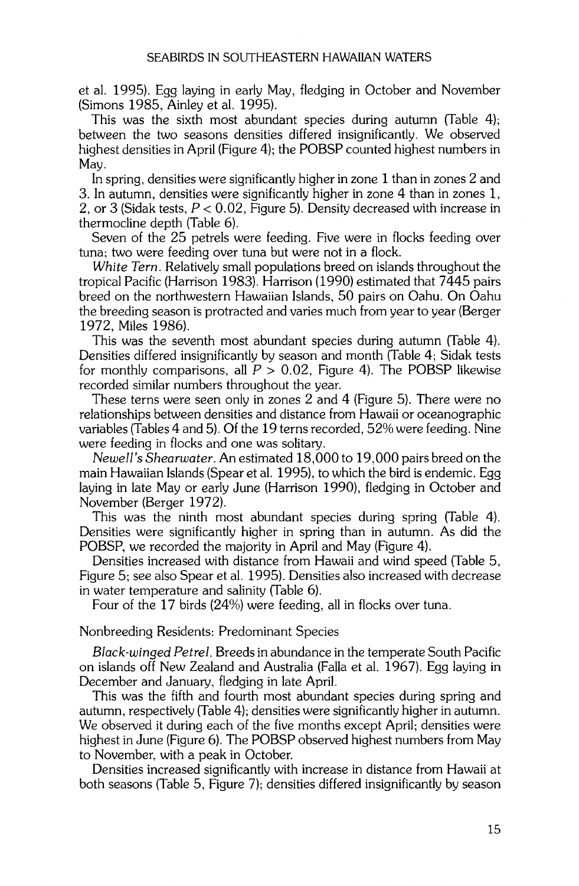et al. 1995). Egg laying in early May, fledging in October and November (Simons 1985, Ainley et al. 1995).

This was the sixth most abundant species during autumn (Table 4); between the two seasons densities differed insignificantly. We observed highest densities in April (Figure 4); the POBSP counted highest numbers in May.

In spring, densities were significantly higher in zone 1 than in zones 2 and 3. In autumn, densities were significantly higher in zone 4 than in zones 1, 2, or 3 (Sidak tests, $P < 0.02$, Figure 5). Density decreased with increase in thermocline depth (Table 6).

Seven of the 25 petrels were feeding. Five were in flocks feeding over tuna; two were feeding over tuna but were not in a flock.

*White Tern*. Relatively small populations breed on islands throughout the tropical Pacific (Harrison 1983). Harrison (1990) estimated that 7445 pairs breed on the northwestern Hawaiian Islands, 50 pairs on Oahu. On Oahu the breeding season is protracted and varies much from year to year (Berger 1972, Miles 1986).

This was the seventh most abundant species during autumn (Table 4). Densities differed insignificantly by season and month (Table 4; Sidak tests for monthly comparisons, all $P > 0.02$, Figure 4). The POBSP likewise recorded similar numbers throughout the year.

These terns were seen only in zones 2 and 4 (Figure 5). There were no relationships between densities and distance from Hawaii or oceanographic variables (Tables 4 and 5). Of the 19 terns recorded, 52% were feeding. Nine were feeding in flocks and one was solitary.

*Newell's Shearwater*. An estimated 18,000 to 19,000 pairs breed on the main Hawaiian Islands (Spear et al. 1995), to which the bird is endemic. Egg laying in late May or early June (Harrison 1990), fledging in October and November (Berger 1972).

This was the ninth most abundant species during spring (Table 4). Densities were significantly higher in spring than in autumn. As did the POBSP, we recorded the majority in April and May (Figure 4).

Densities increased with distance from Hawaii and wind speed (Table 5, Figure 5; see also Spear et al. 1995). Densities also increased with decrease in water temperature and salinity (Table 6).

Four of the 17 birds (24%) were feeding, all in flocks over tuna.

## Nonbreeding Residents: Predominant Species

*Black-winged Petrel*. Breeds in abundance in the temperate South Pacific on islands off New Zealand and Australia (Falla et al. 1967). Egg laying in December and January, fledging in late April.

This was the fifth and fourth most abundant species during spring and autumn, respectively (Table 4); densities were significantly higher in autumn. We observed it during each of the five months except April; densities were highest in June (Figure 6). The POBSP observed highest numbers from May to November, with a peak in October.

Densities increased significantly with increase in distance from Hawaii at both seasons (Table 5, Figure 7); densities differed insignificantly by season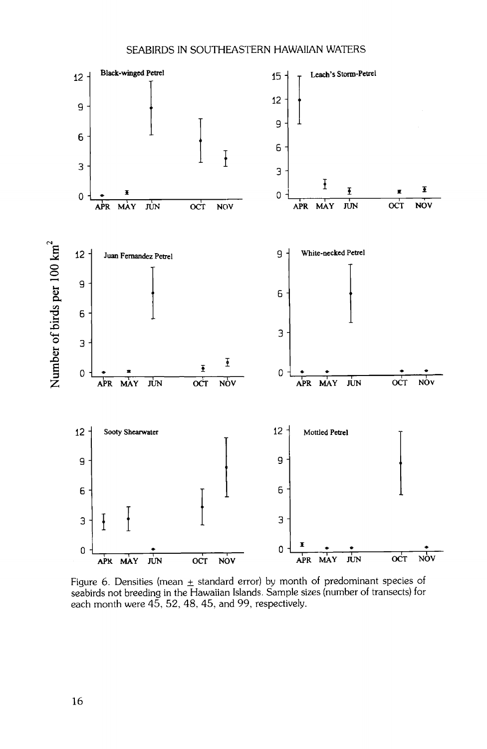Figure 6. Densities (mean ± standard error) by month of predominant species of seabirds not breeding in the Hawaiian Islands. Sample sizes (number of transects) for each month were 45, 52, 48, 45, and 99, respectively.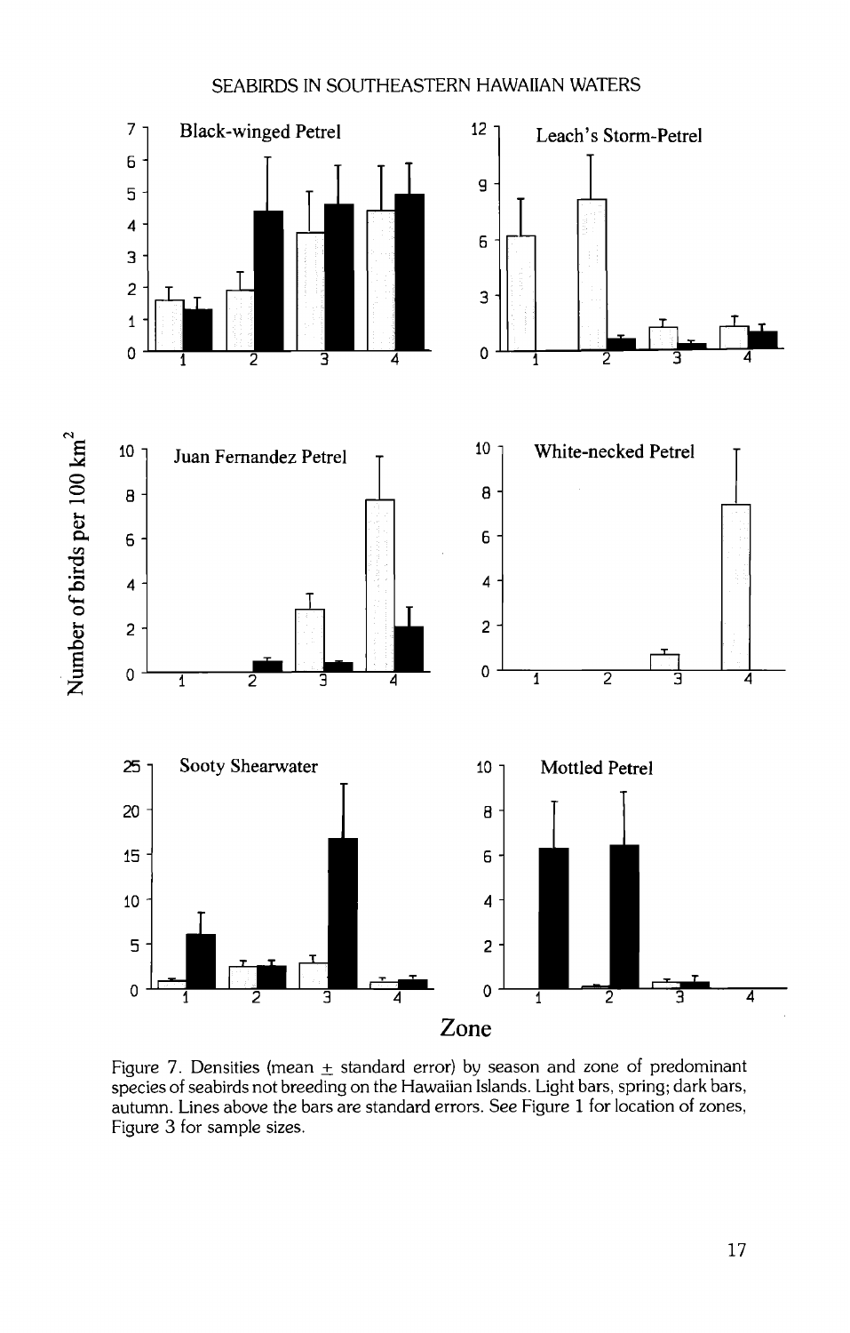Figure 7. Densities (mean ± standard error) by season and zone of predominant species of seabirds not breeding on the Hawaiian Islands. Light bars, spring; dark bars, autumn. Lines above the bars are standard errors. See Figure 1 for location of zones, Figure 3 for sample sizes.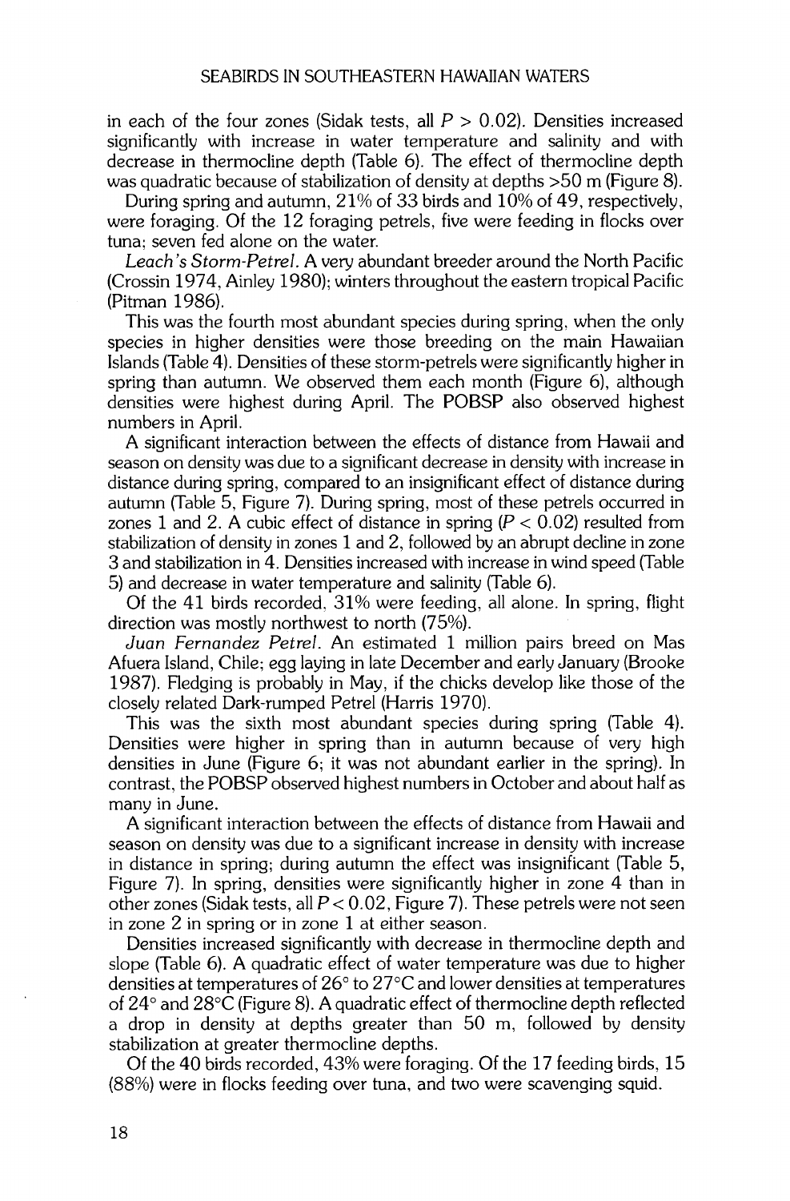in each of the four zones (Sidak tests, all $P > 0.02$). Densities increased significantly with increase in water temperature and salinity and with decrease in thermocline depth (Table 6). The effect of thermocline depth was quadratic because of stabilization of density at depths >50 m (Figure 8).

During spring and autumn, 21% of 33 birds and 10% of 49, respectively, were foraging. Of the 12 foraging petrels, five were feeding in flocks over tuna; seven fed alone on the water.

*Leach's Storm-Petrel.* A very abundant breeder around the North Pacific (Crossin 1974, Ainley 1980); winters throughout the eastern tropical Pacific (Pitman 1986).

This was the fourth most abundant species during spring, when the only species in higher densities were those breeding on the main Hawaiian Islands (Table 4). Densities of these storm-petrels were significantly higher in spring than autumn. We observed them each month (Figure 6), although densities were highest during April. The POBSP also observed highest numbers in April.

A significant interaction between the effects of distance from Hawaii and season on density was due to a significant decrease in density with increase in distance during spring, compared to an insignificant effect of distance during autumn (Table 5, Figure 7). During spring, most of these petrels occurred in zones 1 and 2. A cubic effect of distance in spring ($P < 0.02$) resulted from stabilization of density in zones 1 and 2, followed by an abrupt decline in zone 3 and stabilization in 4. Densities increased with increase in wind speed (Table 5) and decrease in water temperature and salinity (Table 6).

Of the 41 birds recorded, 31% were feeding, all alone. In spring, flight direction was mostly northwest to north (75%).

*Juan Fernandez Petrel.* An estimated 1 million pairs breed on Mas Afuera Island, Chile; egg laying in late December and early January (Brooke 1987). Fledging is probably in May, if the chicks develop like those of the closely related Dark-rumped Petrel (Harris 1970).

This was the sixth most abundant species during spring (Table 4). Densities were higher in spring than in autumn because of very high densities in June (Figure 6; it was not abundant earlier in the spring). In contrast, the POBSP observed highest numbers in October and about half as many in June.

A significant interaction between the effects of distance from Hawaii and season on density was due to a significant increase in density with increase in distance in spring; during autumn the effect was insignificant (Table 5, Figure 7). In spring, densities were significantly higher in zone 4 than in other zones (Sidak tests, all $P < 0.02$, Figure 7). These petrels were not seen in zone 2 in spring or in zone 1 at either season.

Densities increased significantly with decrease in thermocline depth and slope (Table 6). A quadratic effect of water temperature was due to higher densities at temperatures of 26° to 27°C and lower densities at temperatures of 24° and 28°C (Figure 8). A quadratic effect of thermocline depth reflected a drop in density at depths greater than 50 m, followed by density stabilization at greater thermocline depths.

Of the 40 birds recorded, 43% were foraging. Of the 17 feeding birds, 15 (88%) were in flocks feeding over tuna, and two were scavenging squid.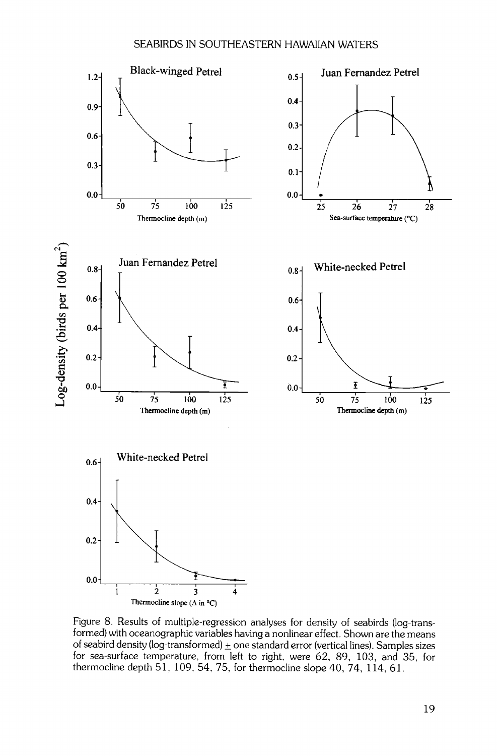Figure 8. Results of multiple-regression analyses for density of seabirds (log-transformed) with oceanographic variables having a nonlinear effect. Shown are the means of seabird density (log-transformed) ± one standard error (vertical lines). Samples sizes for sea-surface temperature, from left to right, were 62, 89, 103, and 35, for thermocline depth 51, 109, 54, 75, for thermocline slope 40, 74, 114, 61.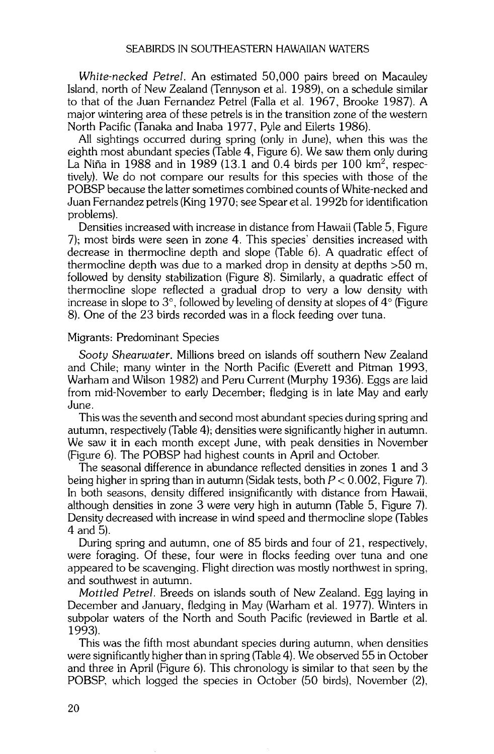*White-necked Petrel.* An estimated 50,000 pairs breed on Macauley Island, north of New Zealand (Tennyson et al. 1989), on a schedule similar to that of the Juan Fernandez Petrel (Falla et al. 1967, Brooke 1987). A major wintering area of these petrels is in the transition zone of the western North Pacific (Tanaka and Inaba 1977, Pyle and Eilerts 1986).

All sightings occurred during spring (only in June), when this was the eighth most abundant species (Table 4, Figure 6). We saw them only during La Niña in 1988 and in 1989 (13.1 and 0.4 birds per 100 km$^2$, respectively). We do not compare our results for this species with those of the POBSP because the latter sometimes combined counts of White-necked and Juan Fernandez petrels (King 1970; see Spear et al. 1992b for identification problems).

Densities increased with increase in distance from Hawaii (Table 5, Figure 7); most birds were seen in zone 4. This species' densities increased with decrease in thermocline depth and slope (Table 6). A quadratic effect of thermocline depth was due to a marked drop in density at depths >50 m, followed by density stabilization (Figure 8). Similarly, a quadratic effect of thermocline slope reflected a gradual drop to very a low density with increase in slope to 3°, followed by leveling of density at slopes of 4° (Figure 8). One of the 23 birds recorded was in a flock feeding over tuna.

## Migrants: Predominant Species

*Sooty Shearwater.* Millions breed on islands off southern New Zealand and Chile; many winter in the North Pacific (Everett and Pitman 1993, Warham and Wilson 1982) and Peru Current (Murphy 1936). Eggs are laid from mid-November to early December; fledging is in late May and early June.

This was the seventh and second most abundant species during spring and autumn, respectively (Table 4); densities were significantly higher in autumn. We saw it in each month except June, with peak densities in November (Figure 6). The POBSP had highest counts in April and October.

The seasonal difference in abundance reflected densities in zones 1 and 3 being higher in spring than in autumn (Sidak tests, both $P < 0.002$, Figure 7). In both seasons, density differed insignificantly with distance from Hawaii, although densities in zone 3 were very high in autumn (Table 5, Figure 7). Density decreased with increase in wind speed and thermocline slope (Tables 4 and 5).

During spring and autumn, one of 85 birds and four of 21, respectively, were foraging. Of these, four were in flocks feeding over tuna and one appeared to be scavenging. Flight direction was mostly northwest in spring, and southwest in autumn.

*Mottled Petrel.* Breeds on islands south of New Zealand. Egg laying in December and January, fledging in May (Warham et al. 1977). Winters in subpolar waters of the North and South Pacific (reviewed in Bartle et al. 1993).

This was the fifth most abundant species during autumn, when densities were significantly higher than in spring (Table 4). We observed 55 in October and three in April (Figure 6). This chronology is similar to that seen by the POBSP, which logged the species in October (50 birds), November (2),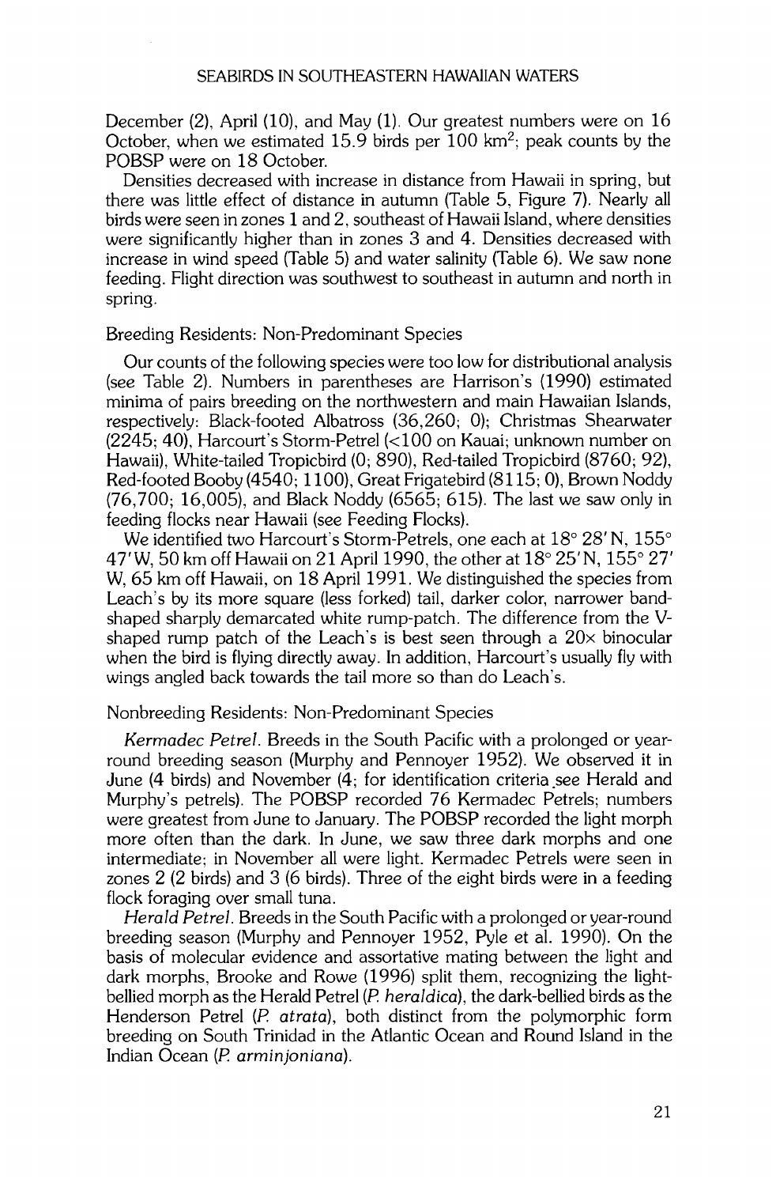December (2), April (10), and May (1). Our greatest numbers were on 16 October, when we estimated 15.9 birds per 100 km$^2$; peak counts by the POBSP were on 18 October.

Densities decreased with increase in distance from Hawaii in spring, but there was little effect of distance in autumn (Table 5, Figure 7). Nearly all birds were seen in zones 1 and 2, southeast of Hawaii Island, where densities were significantly higher than in zones 3 and 4. Densities decreased with increase in wind speed (Table 5) and water salinity (Table 6). We saw none feeding. Flight direction was southwest to southeast in autumn and north in spring.

## Breeding Residents: Non-Predominant Species

Our counts of the following species were too low for distributional analysis (see Table 2). Numbers in parentheses are Harrison's (1990) estimated minima of pairs breeding on the northwestern and main Hawaiian Islands, respectively: Black-footed Albatross (36,260; 0); Christmas Shearwater (2245; 40), Harcourt's Storm-Petrel (<100 on Kauai; unknown number on Hawaii), White-tailed Tropicbird (0; 890), Red-tailed Tropicbird (8760; 92), Red-footed Booby (4540; 1100), Great Frigatebird (8115; 0), Brown Noddy (76,700; 16,005), and Black Noddy (6565; 615). The last we saw only in feeding flocks near Hawaii (see Feeding Flocks).

We identified two Harcourt's Storm-Petrels, one each at 18° 28′ N, 155° 47′ W, 50 km off Hawaii on 21 April 1990, the other at 18° 25′ N, 155° 27′ W, 65 km off Hawaii, on 18 April 1991. We distinguished the species from Leach's by its more square (less forked) tail, darker color, narrower band-shaped sharply demarcated white rump-patch. The difference from the V-shaped rump patch of the Leach's is best seen through a 20× binocular when the bird is flying directly away. In addition, Harcourt's usually fly with wings angled back towards the tail more so than do Leach's.

## Nonbreeding Residents: Non-Predominant Species

*Kermadec Petrel*. Breeds in the South Pacific with a prolonged or year-round breeding season (Murphy and Pennoyer 1952). We observed it in June (4 birds) and November (4; for identification criteria see Herald and Murphy's petrels). The POBSP recorded 76 Kermadec Petrels; numbers were greatest from June to January. The POBSP recorded the light morph more often than the dark. In June, we saw three dark morphs and one intermediate; in November all were light. Kermadec Petrels were seen in zones 2 (2 birds) and 3 (6 birds). Three of the eight birds were in a feeding flock foraging over small tuna.

*Herald Petrel*. Breeds in the South Pacific with a prolonged or year-round breeding season (Murphy and Pennoyer 1952, Pyle et al. 1990). On the basis of molecular evidence and assortative mating between the light and dark morphs, Brooke and Rowe (1996) split them, recognizing the light-bellied morph as the Herald Petrel (*P. heraldica*), the dark-bellied birds as the Henderson Petrel (*P. atrata*), both distinct from the polymorphic form breeding on South Trinidad in the Atlantic Ocean and Round Island in the Indian Ocean (*P. arminjoniana*).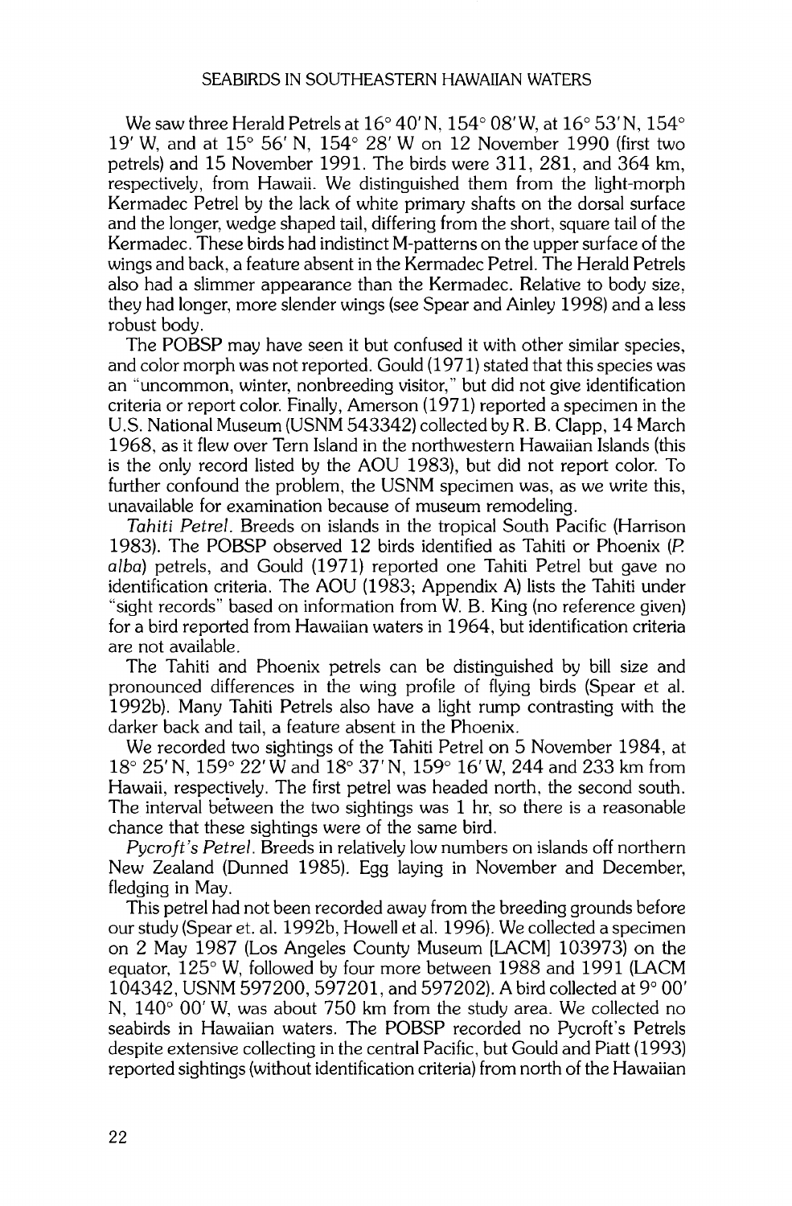We saw three Herald Petrels at 16° 40′ N, 154° 08′ W, at 16° 53′ N, 154° 19′ W, and at 15° 56′ N, 154° 28′ W on 12 November 1990 (first two petrels) and 15 November 1991. The birds were 311, 281, and 364 km, respectively, from Hawaii. We distinguished them from the light-morph Kermadec Petrel by the lack of white primary shafts on the dorsal surface and the longer, wedge shaped tail, differing from the short, square tail of the Kermadec. These birds had indistinct M-patterns on the upper surface of the wings and back, a feature absent in the Kermadec Petrel. The Herald Petrels also had a slimmer appearance than the Kermadec. Relative to body size, they had longer, more slender wings (see Spear and Ainley 1998) and a less robust body.

The POBSP may have seen it but confused it with other similar species, and color morph was not reported. Gould (1971) stated that this species was an "uncommon, winter, nonbreeding visitor," but did not give identification criteria or report color. Finally, Amerson (1971) reported a specimen in the U.S. National Museum (USNM 543342) collected by R. B. Clapp, 14 March 1968, as it flew over Tern Island in the northwestern Hawaiian Islands (this is the only record listed by the AOU 1983), but did not report color. To further confound the problem, the USNM specimen was, as we write this, unavailable for examination because of museum remodeling.

*Tahiti Petrel*. Breeds on islands in the tropical South Pacific (Harrison 1983). The POBSP observed 12 birds identified as Tahiti or Phoenix (*P. alba*) petrels, and Gould (1971) reported one Tahiti Petrel but gave no identification criteria. The AOU (1983; Appendix A) lists the Tahiti under "sight records" based on information from W. B. King (no reference given) for a bird reported from Hawaiian waters in 1964, but identification criteria are not available.

The Tahiti and Phoenix petrels can be distinguished by bill size and pronounced differences in the wing profile of flying birds (Spear et al. 1992b). Many Tahiti Petrels also have a light rump contrasting with the darker back and tail, a feature absent in the Phoenix.

We recorded two sightings of the Tahiti Petrel on 5 November 1984, at 18° 25′ N, 159° 22′ W and 18° 37′ N, 159° 16′ W, 244 and 233 km from Hawaii, respectively. The first petrel was headed north, the second south. The interval between the two sightings was 1 hr, so there is a reasonable chance that these sightings were of the same bird.

*Pycroft's Petrel*. Breeds in relatively low numbers on islands off northern New Zealand (Dunned 1985). Egg laying in November and December, fledging in May.

This petrel had not been recorded away from the breeding grounds before our study (Spear et. al. 1992b, Howell et al. 1996). We collected a specimen on 2 May 1987 (Los Angeles County Museum [LACM] 103973) on the equator, 125° W, followed by four more between 1988 and 1991 (LACM 104342, USNM 597200, 597201, and 597202). A bird collected at 9° 00′ N, 140° 00′ W, was about 750 km from the study area. We collected no seabirds in Hawaiian waters. The POBSP recorded no Pycroft's Petrels despite extensive collecting in the central Pacific, but Gould and Piatt (1993) reported sightings (without identification criteria) from north of the Hawaiian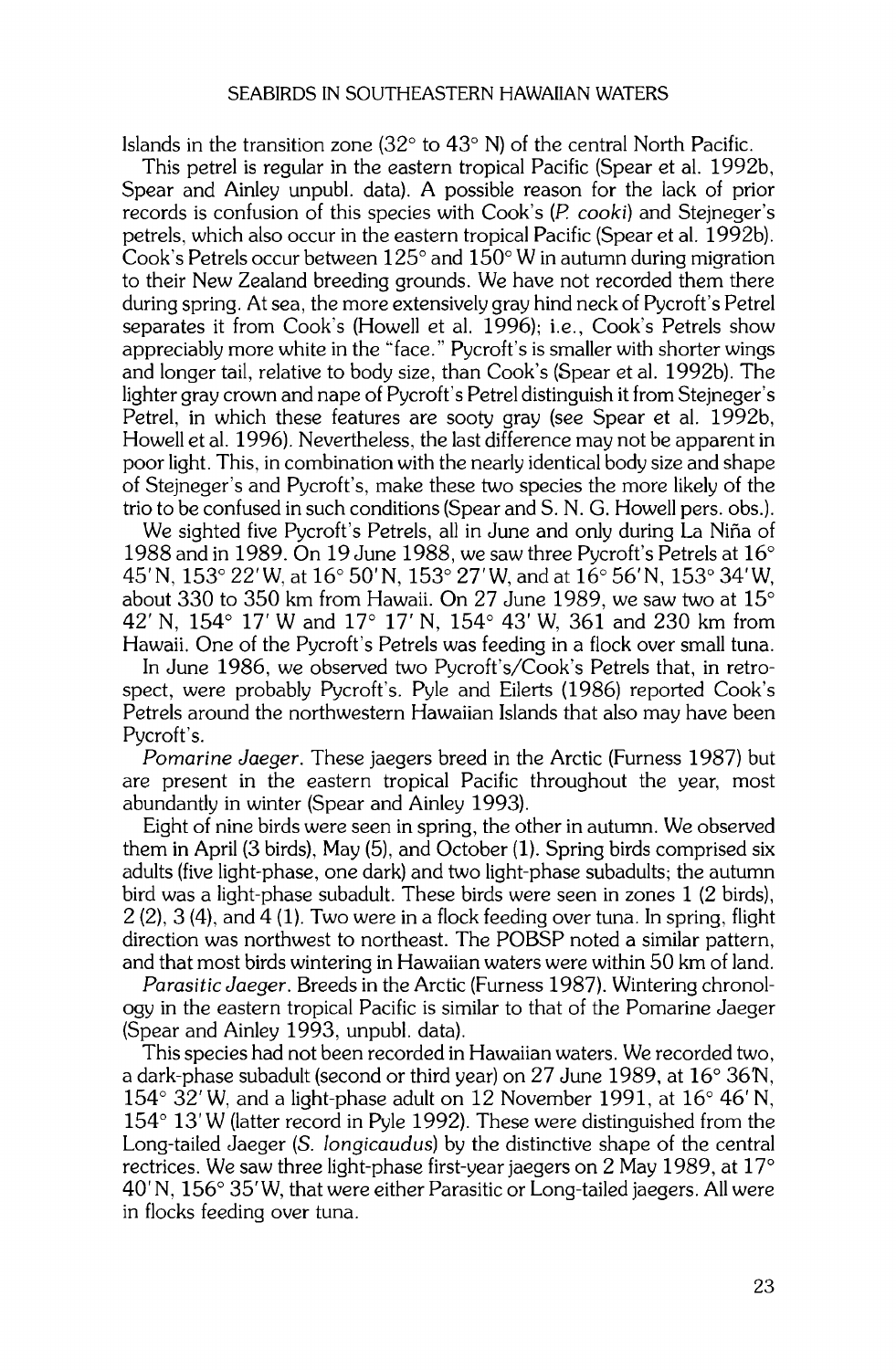Islands in the transition zone (32° to 43° N) of the central North Pacific.

This petrel is regular in the eastern tropical Pacific (Spear et al. 1992b, Spear and Ainley unpubl. data). A possible reason for the lack of prior records is confusion of this species with Cook's (*P. cooki*) and Stejneger's petrels, which also occur in the eastern tropical Pacific (Spear et al. 1992b). Cook's Petrels occur between 125° and 150° W in autumn during migration to their New Zealand breeding grounds. We have not recorded them there during spring. At sea, the more extensively gray hind neck of Pycroft's Petrel separates it from Cook's (Howell et al. 1996); i.e., Cook's Petrels show appreciably more white in the "face." Pycroft's is smaller with shorter wings and longer tail, relative to body size, than Cook's (Spear et al. 1992b). The lighter gray crown and nape of Pycroft's Petrel distinguish it from Stejneger's Petrel, in which these features are sooty gray (see Spear et al. 1992b, Howell et al. 1996). Nevertheless, the last difference may not be apparent in poor light. This, in combination with the nearly identical body size and shape of Stejneger's and Pycroft's, make these two species the more likely of the trio to be confused in such conditions (Spear and S. N. G. Howell pers. obs.).

We sighted five Pycroft's Petrels, all in June and only during La Niña of 1988 and in 1989. On 19 June 1988, we saw three Pycroft's Petrels at 16° 45′ N, 153° 22′ W, at 16° 50′ N, 153° 27′ W, and at 16° 56′ N, 153° 34′ W, about 330 to 350 km from Hawaii. On 27 June 1989, we saw two at 15° 42′ N, 154° 17′ W and 17° 17′ N, 154° 43′ W, 361 and 230 km from Hawaii. One of the Pycroft's Petrels was feeding in a flock over small tuna.

In June 1986, we observed two Pycroft's/Cook's Petrels that, in retrospect, were probably Pycroft's. Pyle and Eilerts (1986) reported Cook's Petrels around the northwestern Hawaiian Islands that also may have been Pycroft's.

*Pomarine Jaeger*. These jaegers breed in the Arctic (Furness 1987) but are present in the eastern tropical Pacific throughout the year, most abundantly in winter (Spear and Ainley 1993).

Eight of nine birds were seen in spring, the other in autumn. We observed them in April (3 birds), May (5), and October (1). Spring birds comprised six adults (five light-phase, one dark) and two light-phase subadults; the autumn bird was a light-phase subadult. These birds were seen in zones 1 (2 birds), 2 (2), 3 (4), and 4 (1). Two were in a flock feeding over tuna. In spring, flight direction was northwest to northeast. The POBSP noted a similar pattern, and that most birds wintering in Hawaiian waters were within 50 km of land.

*Parasitic Jaeger*. Breeds in the Arctic (Furness 1987). Wintering chronology in the eastern tropical Pacific is similar to that of the Pomarine Jaeger (Spear and Ainley 1993, unpubl. data).

This species had not been recorded in Hawaiian waters. We recorded two, a dark-phase subadult (second or third year) on 27 June 1989, at 16° 36′ N, 154° 32′ W, and a light-phase adult on 12 November 1991, at 16° 46′ N, 154° 13′ W (latter record in Pyle 1992). These were distinguished from the Long-tailed Jaeger (*S. longicaudus*) by the distinctive shape of the central rectrices. We saw three light-phase first-year jaegers on 2 May 1989, at 17° 40′ N, 156° 35′ W, that were either Parasitic or Long-tailed jaegers. All were in flocks feeding over tuna.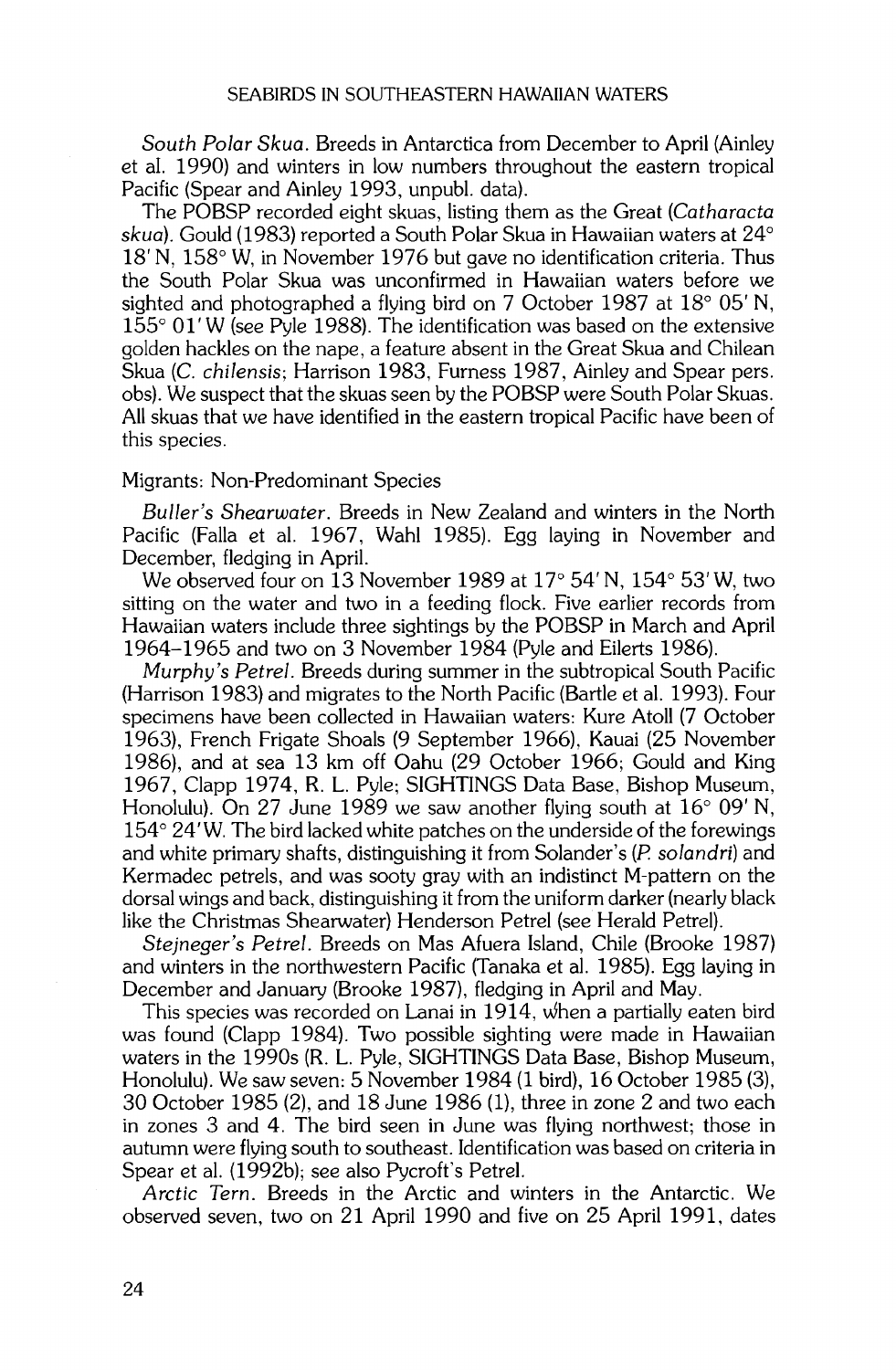*South Polar Skua.* Breeds in Antarctica from December to April (Ainley et al. 1990) and winters in low numbers throughout the eastern tropical Pacific (Spear and Ainley 1993, unpubl. data).

The POBSP recorded eight skuas, listing them as the Great (*Catharacta skua*). Gould (1983) reported a South Polar Skua in Hawaiian waters at 24° 18′ N, 158° W, in November 1976 but gave no identification criteria. Thus the South Polar Skua was unconfirmed in Hawaiian waters before we sighted and photographed a flying bird on 7 October 1987 at 18° 05′ N, 155° 01′ W (see Pyle 1988). The identification was based on the extensive golden hackles on the nape, a feature absent in the Great Skua and Chilean Skua (*C. chilensis*; Harrison 1983, Furness 1987, Ainley and Spear pers. obs). We suspect that the skuas seen by the POBSP were South Polar Skuas. All skuas that we have identified in the eastern tropical Pacific have been of this species.

Migrants: Non-Predominant Species

*Buller's Shearwater.* Breeds in New Zealand and winters in the North Pacific (Falla et al. 1967, Wahl 1985). Egg laying in November and December, fledging in April.

We observed four on 13 November 1989 at 17° 54′ N, 154° 53′ W, two sitting on the water and two in a feeding flock. Five earlier records from Hawaiian waters include three sightings by the POBSP in March and April 1964–1965 and two on 3 November 1984 (Pyle and Eilerts 1986).

*Murphy's Petrel.* Breeds during summer in the subtropical South Pacific (Harrison 1983) and migrates to the North Pacific (Bartle et al. 1993). Four specimens have been collected in Hawaiian waters: Kure Atoll (7 October 1963), French Frigate Shoals (9 September 1966), Kauai (25 November 1986), and at sea 13 km off Oahu (29 October 1966; Gould and King 1967, Clapp 1974, R. L. Pyle; SIGHTINGS Data Base, Bishop Museum, Honolulu). On 27 June 1989 we saw another flying south at 16° 09′ N, 154° 24′ W. The bird lacked white patches on the underside of the forewings and white primary shafts, distinguishing it from Solander's (*P. solandri*) and Kermadec petrels, and was sooty gray with an indistinct M-pattern on the dorsal wings and back, distinguishing it from the uniform darker (nearly black like the Christmas Shearwater) Henderson Petrel (see Herald Petrel).

*Stejneger's Petrel.* Breeds on Mas Afuera Island, Chile (Brooke 1987) and winters in the northwestern Pacific (Tanaka et al. 1985). Egg laying in December and January (Brooke 1987), fledging in April and May.

This species was recorded on Lanai in 1914, when a partially eaten bird was found (Clapp 1984). Two possible sighting were made in Hawaiian waters in the 1990s (R. L. Pyle, SIGHTINGS Data Base, Bishop Museum, Honolulu). We saw seven: 5 November 1984 (1 bird), 16 October 1985 (3), 30 October 1985 (2), and 18 June 1986 (1), three in zone 2 and two each in zones 3 and 4. The bird seen in June was flying northwest; those in autumn were flying south to southeast. Identification was based on criteria in Spear et al. (1992b); see also Pycroft's Petrel.

*Arctic Tern.* Breeds in the Arctic and winters in the Antarctic. We observed seven, two on 21 April 1990 and five on 25 April 1991, dates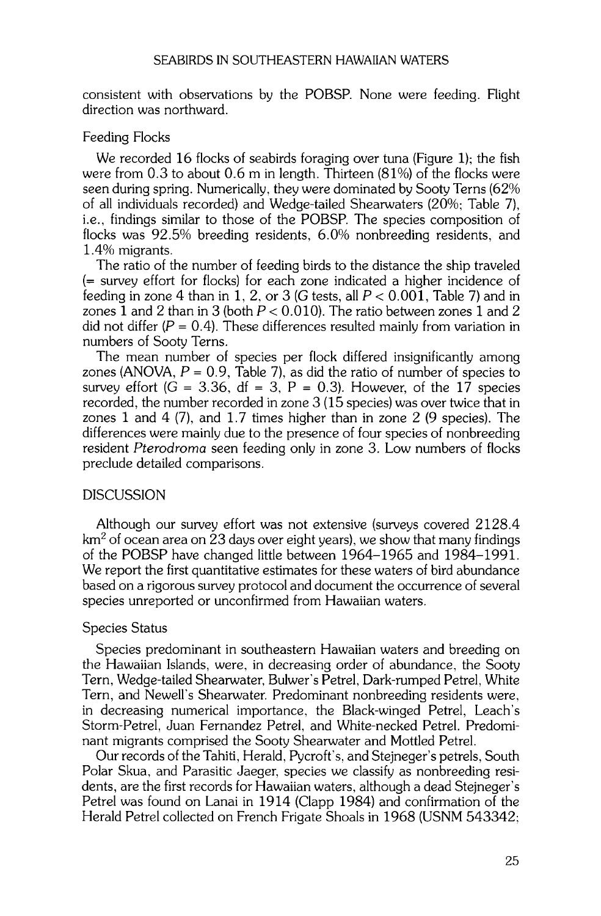consistent with observations by the POBSP. None were feeding. Flight direction was northward.

### Feeding Flocks

We recorded 16 flocks of seabirds foraging over tuna (Figure 1); the fish were from 0.3 to about 0.6 m in length. Thirteen (81%) of the flocks were seen during spring. Numerically, they were dominated by Sooty Terns (62% of all individuals recorded) and Wedge-tailed Shearwaters (20%; Table 7), i.e., findings similar to those of the POBSP. The species composition of flocks was 92.5% breeding residents, 6.0% nonbreeding residents, and 1.4% migrants.

The ratio of the number of feeding birds to the distance the ship traveled (= survey effort for flocks) for each zone indicated a higher incidence of feeding in zone 4 than in 1, 2, or 3 (*G* tests, all $P < 0.001$, Table 7) and in zones 1 and 2 than in 3 (both $P < 0.010$). The ratio between zones 1 and 2 did not differ ($P = 0.4$). These differences resulted mainly from variation in numbers of Sooty Terns.

The mean number of species per flock differed insignificantly among zones (ANOVA, $P = 0.9$, Table 7), as did the ratio of number of species to survey effort ($G = 3.36$, df $= 3$, $P = 0.3$). However, of the 17 species recorded, the number recorded in zone 3 (15 species) was over twice that in zones 1 and 4 (7), and 1.7 times higher than in zone 2 (9 species). The differences were mainly due to the presence of four species of nonbreeding resident *Pterodroma* seen feeding only in zone 3. Low numbers of flocks preclude detailed comparisons.

## DISCUSSION

Although our survey effort was not extensive (surveys covered 2128.4 km$^2$ of ocean area on 23 days over eight years), we show that many findings of the POBSP have changed little between 1964–1965 and 1984–1991. We report the first quantitative estimates for these waters of bird abundance based on a rigorous survey protocol and document the occurrence of several species unreported or unconfirmed from Hawaiian waters.

### Species Status

Species predominant in southeastern Hawaiian waters and breeding on the Hawaiian Islands, were, in decreasing order of abundance, the Sooty Tern, Wedge-tailed Shearwater, Bulwer's Petrel, Dark-rumped Petrel, White Tern, and Newell's Shearwater. Predominant nonbreeding residents were, in decreasing numerical importance, the Black-winged Petrel, Leach's Storm-Petrel, Juan Fernandez Petrel, and White-necked Petrel. Predominant migrants comprised the Sooty Shearwater and Mottled Petrel.

Our records of the Tahiti, Herald, Pycroft's, and Stejneger's petrels, South Polar Skua, and Parasitic Jaeger, species we classify as nonbreeding residents, are the first records for Hawaiian waters, although a dead Stejneger's Petrel was found on Lanai in 1914 (Clapp 1984) and confirmation of the Herald Petrel collected on French Frigate Shoals in 1968 (USNM 543342;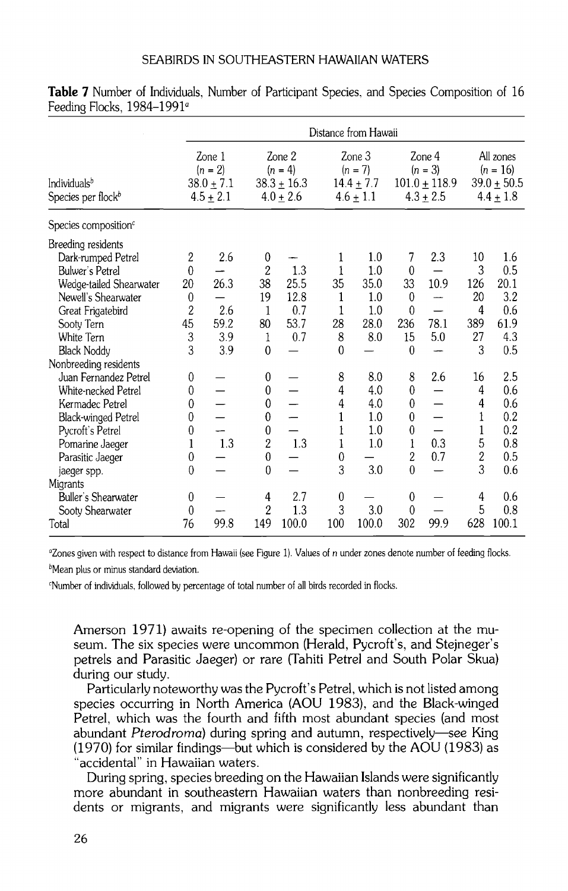**Table 7** Number of Individuals, Number of Participant Species, and Species Composition of 16 Feeding Flocks, 1984–1991[a]

| | Distance from Hawaii | | | | | | | | | |
|---|---|---|---|---|---|---|---|---|---|---|
| | Zone 1 ($n$ = 2) | | Zone 2 ($n$ = 4) | | Zone 3 ($n$ = 7) | | Zone 4 ($n$ = 3) | | All zones ($n$ = 16) | |
| Individuals[b] | 38.0 ± 7.1 | | 38.3 ± 16.3 | | 14.4 ± 7.7 | | 101.0 ± 118.9 | | 39.0 ± 50.5 | |
| Species per flock[b] | 4.5 ± 2.1 | | 4.0 ± 2.6 | | 4.6 ± 1.1 | | 4.3 ± 2.5 | | 4.4 ± 1.8 | |
| Species composition[c] | | | | | | | | | | |
| Breeding residents | | | | | | | | | | |
| Dark-rumped Petrel | 2 | 2.6 | 0 | — | 1 | 1.0 | 7 | 2.3 | 10 | 1.6 |
| Bulwer's Petrel | 0 | — | 2 | 1.3 | 1 | 1.0 | 0 | — | 3 | 0.5 |
| Wedge-tailed Shearwater | 20 | 26.3 | 38 | 25.5 | 35 | 35.0 | 33 | 10.9 | 126 | 20.1 |
| Newell's Shearwater | 0 | — | 19 | 12.8 | 1 | 1.0 | 0 | — | 20 | 3.2 |
| Great Frigatebird | 2 | 2.6 | 1 | 0.7 | 1 | 1.0 | 0 | — | 4 | 0.6 |
| Sooty Tern | 45 | 59.2 | 80 | 53.7 | 28 | 28.0 | 236 | 78.1 | 389 | 61.9 |
| White Tern | 3 | 3.9 | 1 | 0.7 | 8 | 8.0 | 15 | 5.0 | 27 | 4.3 |
| Black Noddy | 3 | 3.9 | 0 | — | 0 | — | 0 | — | 3 | 0.5 |
| Nonbreeding residents | | | | | | | | | | |
| Juan Fernandez Petrel | 0 | — | 0 | — | 8 | 8.0 | 8 | 2.6 | 16 | 2.5 |
| White-necked Petrel | 0 | — | 0 | — | 4 | 4.0 | 0 | — | 4 | 0.6 |
| Kermadec Petrel | 0 | — | 0 | — | 4 | 4.0 | 0 | — | 4 | 0.6 |
| Black-winged Petrel | 0 | — | 0 | — | 1 | 1.0 | 0 | — | 1 | 0.2 |
| Pycroft's Petrel | 0 | — | 0 | — | 1 | 1.0 | 0 | — | 1 | 0.2 |
| Pomarine Jaeger | 1 | 1.3 | 2 | 1.3 | 1 | 1.0 | 1 | 0.3 | 5 | 0.8 |
| Parasitic Jaeger | 0 | — | 0 | — | 0 | — | 2 | 0.7 | 2 | 0.5 |
| jaeger spp. | 0 | — | 0 | — | 3 | 3.0 | 0 | — | 3 | 0.6 |
| Migrants | | | | | | | | | | |
| Buller's Shearwater | 0 | — | 4 | 2.7 | 0 | — | 0 | — | 4 | 0.6 |
| Sooty Shearwater | 0 | — | 2 | 1.3 | 3 | 3.0 | 0 | — | 5 | 0.8 |
| Total | 76 | 99.8 | 149 | 100.0 | 100 | 100.0 | 302 | 99.9 | 628 | 100.1 |

[a]Zones given with respect to distance from Hawaii (see Figure 1). Values of $n$ under zones denote number of feeding flocks.

[b]Mean plus or minus standard deviation.

[c]Number of individuals, followed by percentage of total number of all birds recorded in flocks.

Amerson 1971) awaits re-opening of the specimen collection at the museum. The six species were uncommon (Herald, Pycroft's, and Stejneger's petrels and Parasitic Jaeger) or rare (Tahiti Petrel and South Polar Skua) during our study.

Particularly noteworthy was the Pycroft's Petrel, which is not listed among species occurring in North America (AOU 1983), and the Black-winged Petrel, which was the fourth and fifth most abundant species (and most abundant *Pterodroma*) during spring and autumn, respectively—see King (1970) for similar findings—but which is considered by the AOU (1983) as "accidental" in Hawaiian waters.

During spring, species breeding on the Hawaiian Islands were significantly more abundant in southeastern Hawaiian waters than nonbreeding residents or migrants, and migrants were significantly less abundant than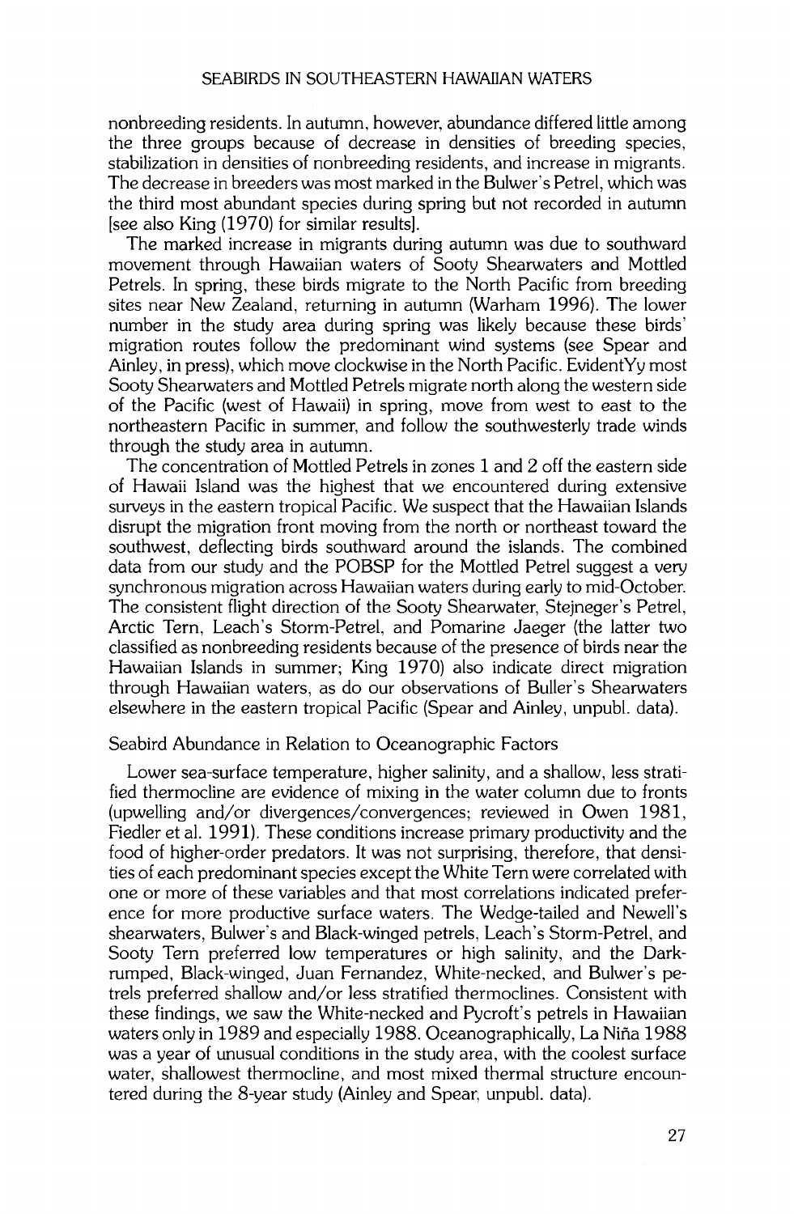nonbreeding residents. In autumn, however, abundance differed little among the three groups because of decrease in densities of breeding species, stabilization in densities of nonbreeding residents, and increase in migrants. The decrease in breeders was most marked in the Bulwer's Petrel, which was the third most abundant species during spring but not recorded in autumn [see also King (1970) for similar results].

The marked increase in migrants during autumn was due to southward movement through Hawaiian waters of Sooty Shearwaters and Mottled Petrels. In spring, these birds migrate to the North Pacific from breeding sites near New Zealand, returning in autumn (Warham 1996). The lower number in the study area during spring was likely because these birds' migration routes follow the predominant wind systems (see Spear and Ainley, in press), which move clockwise in the North Pacific. EvidentYy most Sooty Shearwaters and Mottled Petrels migrate north along the western side of the Pacific (west of Hawaii) in spring, move from west to east to the northeastern Pacific in summer, and follow the southwesterly trade winds through the study area in autumn.

The concentration of Mottled Petrels in zones 1 and 2 off the eastern side of Hawaii Island was the highest that we encountered during extensive surveys in the eastern tropical Pacific. We suspect that the Hawaiian Islands disrupt the migration front moving from the north or northeast toward the southwest, deflecting birds southward around the islands. The combined data from our study and the POBSP for the Mottled Petrel suggest a very synchronous migration across Hawaiian waters during early to mid-October. The consistent flight direction of the Sooty Shearwater, Stejneger's Petrel, Arctic Tern, Leach's Storm-Petrel, and Pomarine Jaeger (the latter two classified as nonbreeding residents because of the presence of birds near the Hawaiian Islands in summer; King 1970) also indicate direct migration through Hawaiian waters, as do our observations of Buller's Shearwaters elsewhere in the eastern tropical Pacific (Spear and Ainley, unpubl. data).

## Seabird Abundance in Relation to Oceanographic Factors

Lower sea-surface temperature, higher salinity, and a shallow, less stratified thermocline are evidence of mixing in the water column due to fronts (upwelling and/or divergences/convergences; reviewed in Owen 1981, Fiedler et al. 1991). These conditions increase primary productivity and the food of higher-order predators. It was not surprising, therefore, that densities of each predominant species except the White Tern were correlated with one or more of these variables and that most correlations indicated preference for more productive surface waters. The Wedge-tailed and Newell's shearwaters, Bulwer's and Black-winged petrels, Leach's Storm-Petrel, and Sooty Tern preferred low temperatures or high salinity, and the Dark-rumped, Black-winged, Juan Fernandez, White-necked, and Bulwer's petrels preferred shallow and/or less stratified thermoclines. Consistent with these findings, we saw the White-necked and Pycroft's petrels in Hawaiian waters only in 1989 and especially 1988. Oceanographically, La Niña 1988 was a year of unusual conditions in the study area, with the coolest surface water, shallowest thermocline, and most mixed thermal structure encountered during the 8-year study (Ainley and Spear, unpubl. data).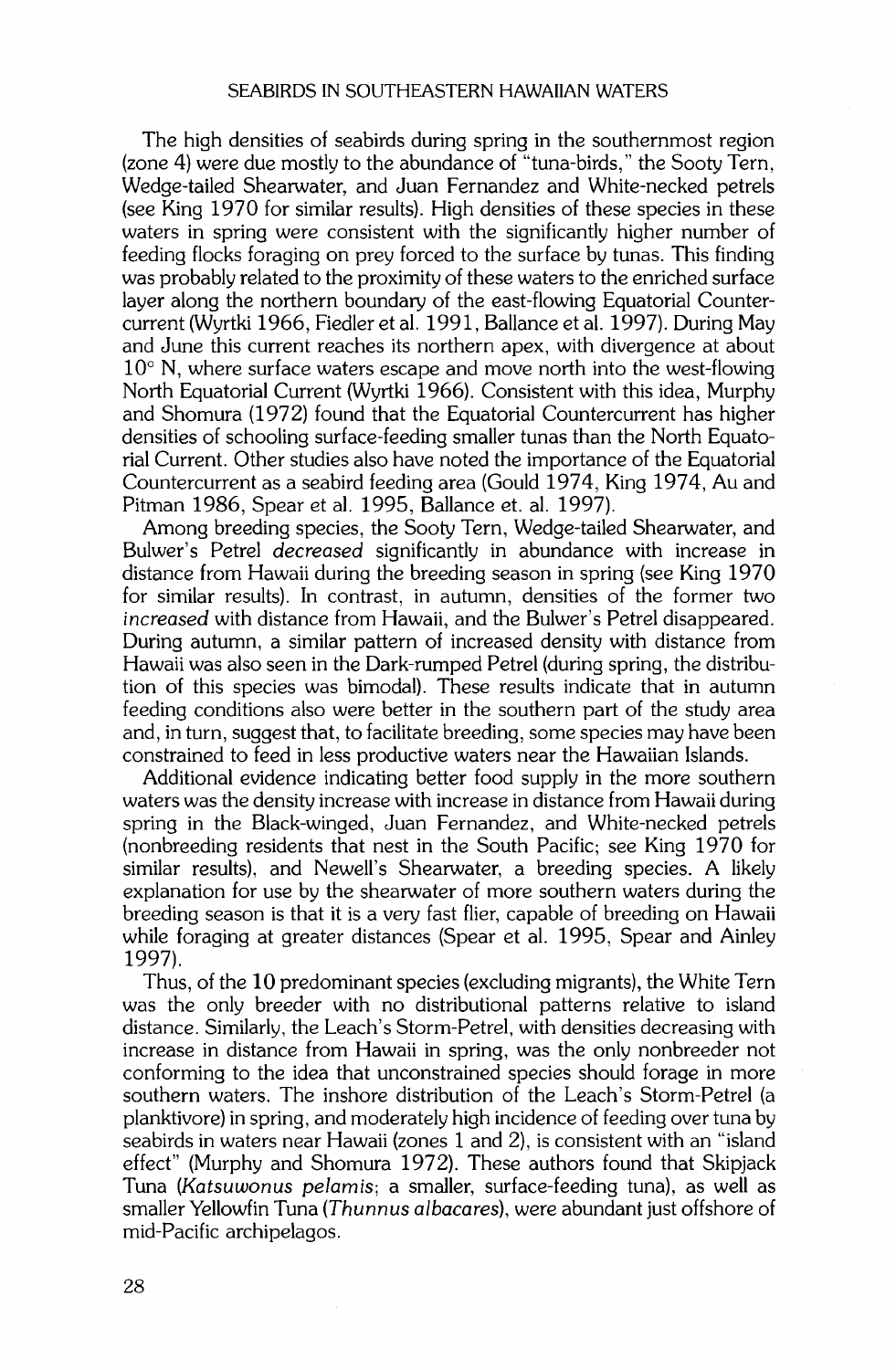The high densities of seabirds during spring in the southernmost region (zone 4) were due mostly to the abundance of "tuna-birds," the Sooty Tern, Wedge-tailed Shearwater, and Juan Fernandez and White-necked petrels (see King 1970 for similar results). High densities of these species in these waters in spring were consistent with the significantly higher number of feeding flocks foraging on prey forced to the surface by tunas. This finding was probably related to the proximity of these waters to the enriched surface layer along the northern boundary of the east-flowing Equatorial Countercurrent (Wyrtki 1966, Fiedler et al. 1991, Ballance et al. 1997). During May and June this current reaches its northern apex, with divergence at about 10° N, where surface waters escape and move north into the west-flowing North Equatorial Current (Wyrtki 1966). Consistent with this idea, Murphy and Shomura (1972) found that the Equatorial Countercurrent has higher densities of schooling surface-feeding smaller tunas than the North Equatorial Current. Other studies also have noted the importance of the Equatorial Countercurrent as a seabird feeding area (Gould 1974, King 1974, Au and Pitman 1986, Spear et al. 1995, Ballance et. al. 1997).

Among breeding species, the Sooty Tern, Wedge-tailed Shearwater, and Bulwer's Petrel *decreased* significantly in abundance with increase in distance from Hawaii during the breeding season in spring (see King 1970 for similar results). In contrast, in autumn, densities of the former two *increased* with distance from Hawaii, and the Bulwer's Petrel disappeared. During autumn, a similar pattern of increased density with distance from Hawaii was also seen in the Dark-rumped Petrel (during spring, the distribution of this species was bimodal). These results indicate that in autumn feeding conditions also were better in the southern part of the study area and, in turn, suggest that, to facilitate breeding, some species may have been constrained to feed in less productive waters near the Hawaiian Islands.

Additional evidence indicating better food supply in the more southern waters was the density increase with increase in distance from Hawaii during spring in the Black-winged, Juan Fernandez, and White-necked petrels (nonbreeding residents that nest in the South Pacific; see King 1970 for similar results), and Newell's Shearwater, a breeding species. A likely explanation for use by the shearwater of more southern waters during the breeding season is that it is a very fast flier, capable of breeding on Hawaii while foraging at greater distances (Spear et al. 1995, Spear and Ainley 1997).

Thus, of the 10 predominant species (excluding migrants), the White Tern was the only breeder with no distributional patterns relative to island distance. Similarly, the Leach's Storm-Petrel, with densities decreasing with increase in distance from Hawaii in spring, was the only nonbreeder not conforming to the idea that unconstrained species should forage in more southern waters. The inshore distribution of the Leach's Storm-Petrel (a planktivore) in spring, and moderately high incidence of feeding over tuna by seabirds in waters near Hawaii (zones 1 and 2), is consistent with an "island effect" (Murphy and Shomura 1972). These authors found that Skipjack Tuna (*Katsuwonus pelamis*; a smaller, surface-feeding tuna), as well as smaller Yellowfin Tuna (*Thunnus albacares*), were abundant just offshore of mid-Pacific archipelagos.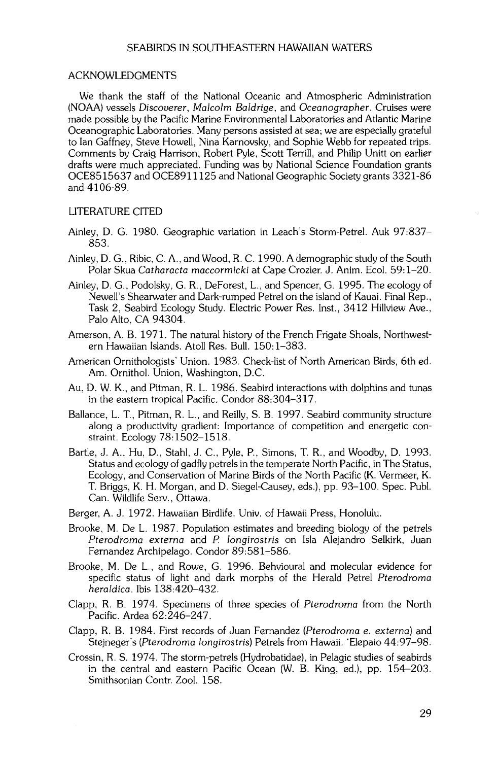## ACKNOWLEDGMENTS

We thank the staff of the National Oceanic and Atmospheric Administration (NOAA) vessels *Discoverer*, *Malcolm Baldrige*, and *Oceanographer*. Cruises were made possible by the Pacific Marine Environmental Laboratories and Atlantic Marine Oceanographic Laboratories. Many persons assisted at sea; we are especially grateful to Ian Gaffney, Steve Howell, Nina Karnovsky, and Sophie Webb for repeated trips. Comments by Craig Harrison, Robert Pyle, Scott Terrill, and Philip Unitt on earlier drafts were much appreciated. Funding was by National Science Foundation grants OCE8515637 and OCE8911125 and National Geographic Society grants 3321-86 and 4106-89.

## LITERATURE CITED

Ainley, D. G. 1980. Geographic variation in Leach's Storm-Petrel. Auk 97:837–853.

Ainley, D. G., Ribic, C. A., and Wood, R. C. 1990. A demographic study of the South Polar Skua *Catharacta maccormicki* at Cape Crozier. J. Anim. Ecol. 59:1–20.

Ainley, D. G., Podolsky, G. R., DeForest, L., and Spencer, G. 1995. The ecology of Newell's Shearwater and Dark-rumped Petrel on the island of Kauai. Final Rep., Task 2, Seabird Ecology Study. Electric Power Res. Inst., 3412 Hillview Ave., Palo Alto, CA 94304.

Amerson, A. B. 1971. The natural history of the French Frigate Shoals, Northwestern Hawaiian Islands. Atoll Res. Bull. 150:1–383.

American Ornithologists' Union. 1983. Check-list of North American Birds, 6th ed. Am. Ornithol. Union, Washington, D.C.

Au, D. W. K., and Pitman, R. L. 1986. Seabird interactions with dolphins and tunas in the eastern tropical Pacific. Condor 88:304–317.

Ballance, L. T., Pitman, R. L., and Reilly, S. B. 1997. Seabird community structure along a productivity gradient: Importance of competition and energetic constraint. Ecology 78:1502–1518.

Bartle, J. A., Hu, D., Stahl, J. C., Pyle, P., Simons, T. R., and Woodby, D. 1993. Status and ecology of gadfly petrels in the temperate North Pacific, in The Status, Ecology, and Conservation of Marine Birds of the North Pacific (K. Vermeer, K. T. Briggs, K. H. Morgan, and D. Siegel-Causey, eds.), pp. 93–100. Spec. Publ. Can. Wildlife Serv., Ottawa.

Berger, A. J. 1972. Hawaiian Birdlife. Univ. of Hawaii Press, Honolulu.

Brooke, M. De L. 1987. Population estimates and breeding biology of the petrels *Pterodroma externa* and *P. longirostris* on Isla Alejandro Selkirk, Juan Fernandez Archipelago. Condor 89:581–586.

Brooke, M. De L., and Rowe, G. 1996. Behvioural and molecular evidence for specific status of light and dark morphs of the Herald Petrel *Pterodroma heraldica*. Ibis 138:420–432.

Clapp, R. B. 1974. Specimens of three species of *Pterodroma* from the North Pacific. Ardea 62:246–247.

Clapp, R. B. 1984. First records of Juan Fernandez (*Pterodroma e. externa*) and Stejneger's (*Pterodroma longirostris*) Petrels from Hawaii. 'Elepaio 44:97–98.

Crossin, R. S. 1974. The storm-petrels (Hydrobatidae), in Pelagic studies of seabirds in the central and eastern Pacific Ocean (W. B. King, ed.), pp. 154–203. Smithsonian Contr. Zool. 158.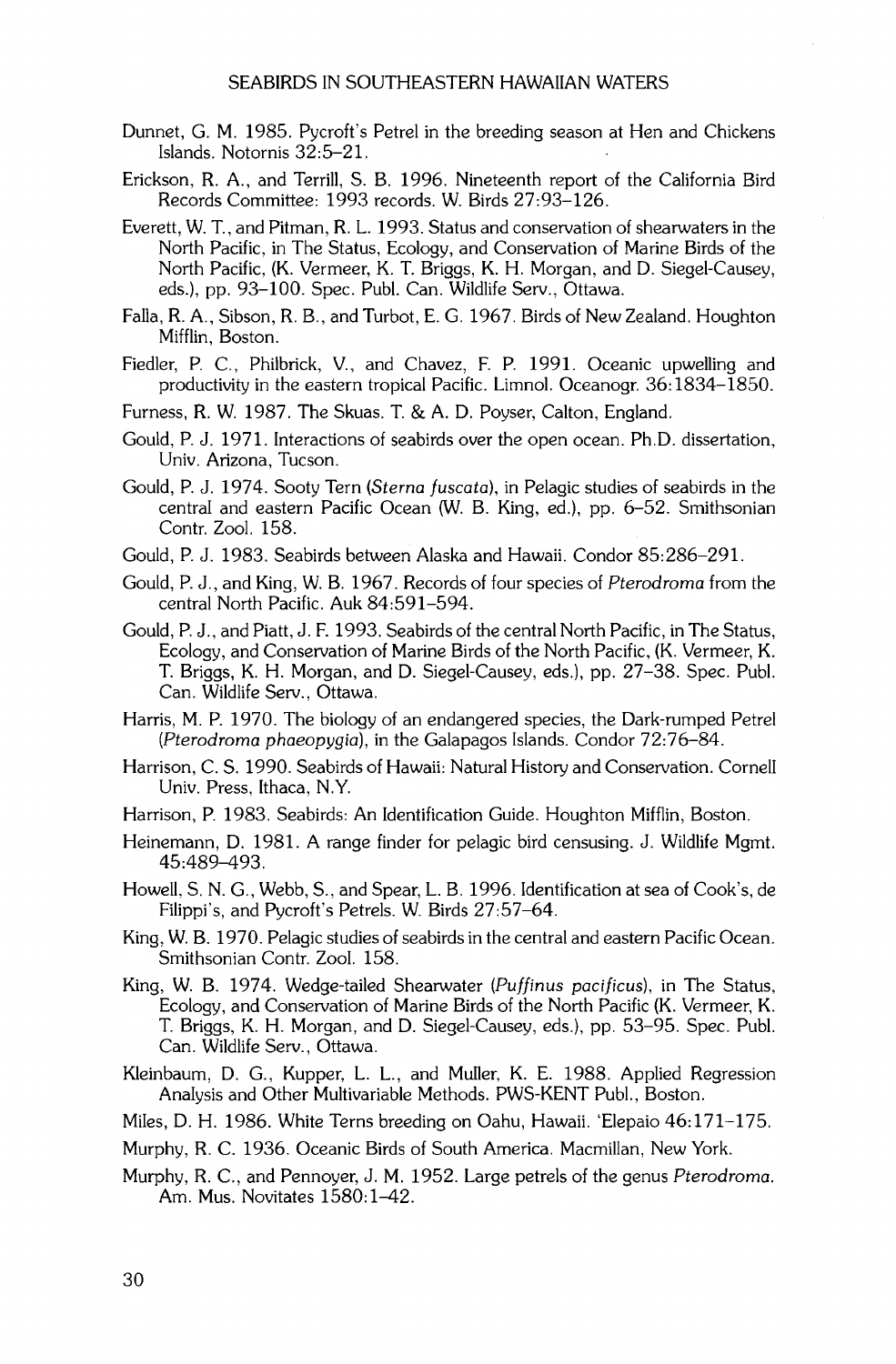Dunnet, G. M. 1985. Pycroft's Petrel in the breeding season at Hen and Chickens Islands. Notornis 32:5–21.

Erickson, R. A., and Terrill, S. B. 1996. Nineteenth report of the California Bird Records Committee: 1993 records. W. Birds 27:93–126.

Everett, W. T., and Pitman, R. L. 1993. Status and conservation of shearwaters in the North Pacific, in The Status, Ecology, and Conservation of Marine Birds of the North Pacific, (K. Vermeer, K. T. Briggs, K. H. Morgan, and D. Siegel-Causey, eds.), pp. 93–100. Spec. Publ. Can. Wildlife Serv., Ottawa.

Falla, R. A., Sibson, R. B., and Turbot, E. G. 1967. Birds of New Zealand. Houghton Mifflin, Boston.

Fiedler, P. C., Philbrick, V., and Chavez, F. P. 1991. Oceanic upwelling and productivity in the eastern tropical Pacific. Limnol. Oceanogr. 36:1834–1850.

Furness, R. W. 1987. The Skuas. T. & A. D. Poyser, Calton, England.

Gould, P. J. 1971. Interactions of seabirds over the open ocean. Ph.D. dissertation, Univ. Arizona, Tucson.

Gould, P. J. 1974. Sooty Tern (*Sterna fuscata*), in Pelagic studies of seabirds in the central and eastern Pacific Ocean (W. B. King, ed.), pp. 6–52. Smithsonian Contr. Zool. 158.

Gould, P. J. 1983. Seabirds between Alaska and Hawaii. Condor 85:286–291.

Gould, P. J., and King, W. B. 1967. Records of four species of *Pterodroma* from the central North Pacific. Auk 84:591–594.

Gould, P. J., and Piatt, J. F. 1993. Seabirds of the central North Pacific, in The Status, Ecology, and Conservation of Marine Birds of the North Pacific, (K. Vermeer, K. T. Briggs, K. H. Morgan, and D. Siegel-Causey, eds.), pp. 27–38. Spec. Publ. Can. Wildlife Serv., Ottawa.

Harris, M. P. 1970. The biology of an endangered species, the Dark-rumped Petrel (*Pterodroma phaeopygia*), in the Galapagos Islands. Condor 72:76–84.

Harrison, C. S. 1990. Seabirds of Hawaii: Natural History and Conservation. Cornell Univ. Press, Ithaca, N.Y.

Harrison, P. 1983. Seabirds: An Identification Guide. Houghton Mifflin, Boston.

Heinemann, D. 1981. A range finder for pelagic bird censusing. J. Wildlife Mgmt. 45:489–493.

Howell, S. N. G., Webb, S., and Spear, L. B. 1996. Identification at sea of Cook's, de Filippi's, and Pycroft's Petrels. W. Birds 27:57–64.

King, W. B. 1970. Pelagic studies of seabirds in the central and eastern Pacific Ocean. Smithsonian Contr. Zool. 158.

King, W. B. 1974. Wedge-tailed Shearwater (*Puffinus pacificus*), in The Status, Ecology, and Conservation of Marine Birds of the North Pacific (K. Vermeer, K. T. Briggs, K. H. Morgan, and D. Siegel-Causey, eds.), pp. 53–95. Spec. Publ. Can. Wildlife Serv., Ottawa.

Kleinbaum, D. G., Kupper, L. L., and Muller, K. E. 1988. Applied Regression Analysis and Other Multivariable Methods. PWS-KENT Publ., Boston.

Miles, D. H. 1986. White Terns breeding on Oahu, Hawaii. 'Elepaio 46:171–175.

Murphy, R. C. 1936. Oceanic Birds of South America. Macmillan, New York.

Murphy, R. C., and Pennoyer, J. M. 1952. Large petrels of the genus *Pterodroma*. Am. Mus. Novitates 1580:1–42.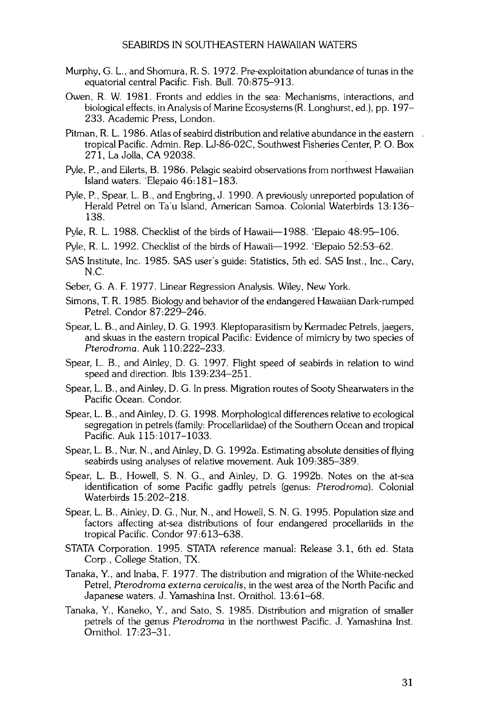Murphy, G. L., and Shomura, R. S. 1972. Pre-exploitation abundance of tunas in the equatorial central Pacific. Fish. Bull. 70:875–913.

Owen, R. W. 1981. Fronts and eddies in the sea: Mechanisms, interactions, and biological effects, in Analysis of Marine Ecosystems (R. Longhurst, ed.), pp. 197–233. Academic Press, London.

Pitman, R. L. 1986. Atlas of seabird distribution and relative abundance in the eastern tropical Pacific. Admin. Rep. LJ-86-02C, Southwest Fisheries Center, P. O. Box 271, La Jolla, CA 92038.

Pyle, P., and Eilerts, B. 1986. Pelagic seabird observations from northwest Hawaiian Island waters. 'Elepaio 46:181–183.

Pyle, P., Spear, L. B., and Engbring, J. 1990. A previously unreported population of Herald Petrel on Ta'u Island, American Samoa. Colonial Waterbirds 13:136–138.

Pyle, R. L. 1988. Checklist of the birds of Hawaii—1988. 'Elepaio 48:95–106.

Pyle, R. L. 1992. Checklist of the birds of Hawaii—1992. 'Elepaio 52:53–62.

SAS Institute, Inc. 1985. SAS user's guide: Statistics, 5th ed. SAS Inst., Inc., Cary, N.C.

Seber, G. A. F. 1977. Linear Regression Analysis. Wiley, New York.

Simons, T. R. 1985. Biology and behavior of the endangered Hawaiian Dark-rumped Petrel. Condor 87:229–246.

Spear, L. B., and Ainley, D. G. 1993. Kleptoparasitism by Kermadec Petrels, jaegers, and skuas in the eastern tropical Pacific: Evidence of mimicry by two species of *Pterodroma*. Auk 110:222–233.

Spear, L. B., and Ainley, D. G. 1997. Flight speed of seabirds in relation to wind speed and direction. Ibis 139:234–251.

Spear, L. B., and Ainley, D. G. In press. Migration routes of Sooty Shearwaters in the Pacific Ocean. Condor.

Spear, L. B., and Ainley, D. G. 1998. Morphological differences relative to ecological segregation in petrels (family: Procellariidae) of the Southern Ocean and tropical Pacific. Auk 115:1017–1033.

Spear, L. B., Nur, N., and Ainley, D. G. 1992a. Estimating absolute densities of flying seabirds using analyses of relative movement. Auk 109:385–389.

Spear, L. B., Howell, S. N. G., and Ainley, D. G. 1992b. Notes on the at-sea identification of some Pacific gadfly petrels (genus: *Pterodroma*). Colonial Waterbirds 15:202–218.

Spear, L. B., Ainley, D. G., Nur, N., and Howell, S. N. G. 1995. Population size and factors affecting at-sea distributions of four endangered procellariids in the tropical Pacific. Condor 97:613–638.

STATA Corporation. 1995. STATA reference manual: Release 3.1, 6th ed. Stata Corp., College Station, TX.

Tanaka, Y., and Inaba, F. 1977. The distribution and migration of the White-necked Petrel, *Pterodroma externa cervicalis*, in the west area of the North Pacific and Japanese waters. J. Yamashina Inst. Ornithol. 13:61–68.

Tanaka, Y., Kaneko, Y., and Sato, S. 1985. Distribution and migration of smaller petrels of the genus *Pterodroma* in the northwest Pacific. J. Yamashina Inst. Ornithol. 17:23–31.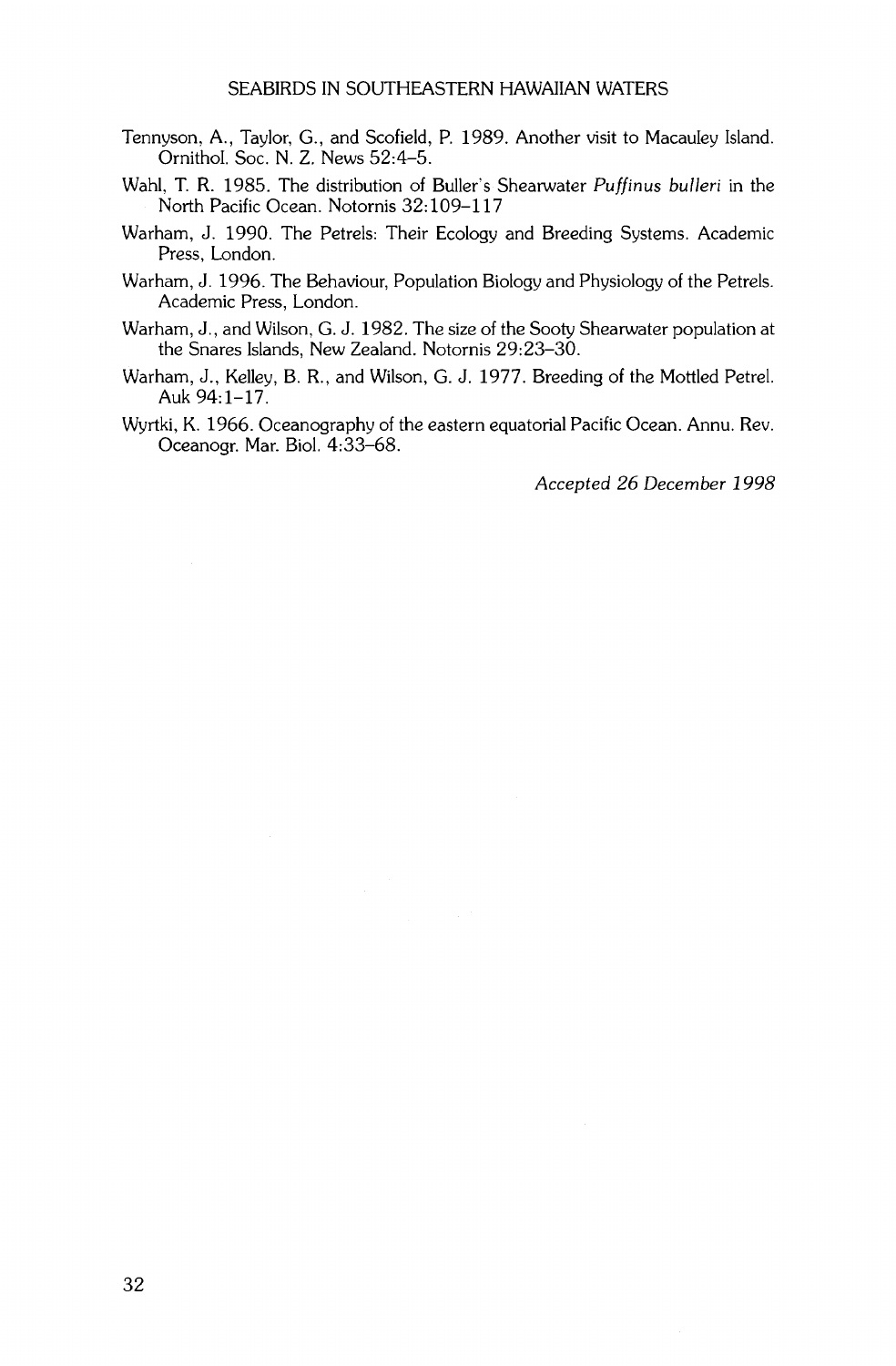Tennyson, A., Taylor, G., and Scofield, P. 1989. Another visit to Macauley Island. Ornithol. Soc. N. Z. News 52:4–5.

Wahl, T. R. 1985. The distribution of Buller's Shearwater *Puffinus bulleri* in the North Pacific Ocean. Notornis 32:109–117

Warham, J. 1990. The Petrels: Their Ecology and Breeding Systems. Academic Press, London.

Warham, J. 1996. The Behaviour, Population Biology and Physiology of the Petrels. Academic Press, London.

Warham, J., and Wilson, G. J. 1982. The size of the Sooty Shearwater population at the Snares Islands, New Zealand. Notornis 29:23–30.

Warham, J., Kelley, B. R., and Wilson, G. J. 1977. Breeding of the Mottled Petrel. Auk 94:1–17.

Wyrtki, K. 1966. Oceanography of the eastern equatorial Pacific Ocean. Annu. Rev. Oceanogr. Mar. Biol. 4:33–68.

*Accepted 26 December 1998*